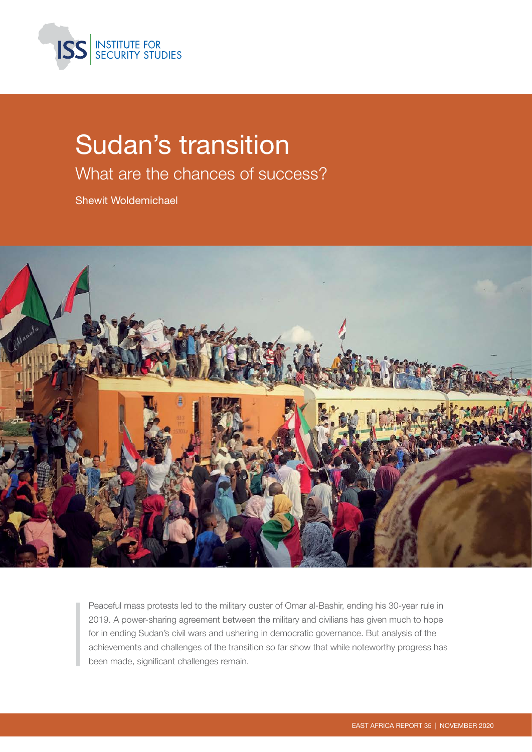INSTITUTE FOR SECURITY STUDIES

# Sudan's transition

## What are the chances of success?

Shewit Woldemichael

Peaceful mass protests led to the military ouster of Omar al-Bashir, ending his 30-year rule in 2019. A power-sharing agreement between the military and civilians has given much to hope for in ending Sudan's civil wars and ushering in democratic governance. But analysis of the achievements and challenges of the transition so far show that while noteworthy progress has been made, significant challenges remain.

EAST AFRICA REPORT 35 | NOVEMBER 2020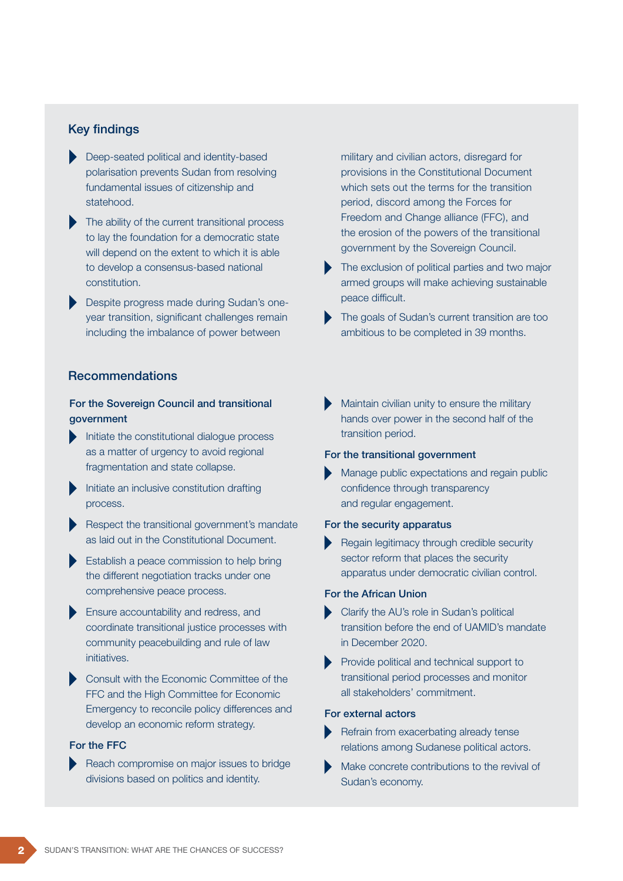## Key findings

- Deep-seated political and identity-based polarisation prevents Sudan from resolving fundamental issues of citizenship and statehood.
- The ability of the current transitional process to lay the foundation for a democratic state will depend on the extent to which it is able to develop a consensus-based national constitution.
- Despite progress made during Sudan's one-year transition, significant challenges remain including the imbalance of power between military and civilian actors, disregard for provisions in the Constitutional Document which sets out the terms for the transition period, discord among the Forces for Freedom and Change alliance (FFC), and the erosion of the powers of the transitional government by the Sovereign Council.
- The exclusion of political parties and two major armed groups will make achieving sustainable peace difficult.
- The goals of Sudan's current transition are too ambitious to be completed in 39 months.

## Recommendations

### For the Sovereign Council and transitional government

- Initiate the constitutional dialogue process as a matter of urgency to avoid regional fragmentation and state collapse.
- Initiate an inclusive constitution drafting process.
- Respect the transitional government's mandate as laid out in the Constitutional Document.
- Establish a peace commission to help bring the different negotiation tracks under one comprehensive peace process.
- Ensure accountability and redress, and coordinate transitional justice processes with community peacebuilding and rule of law initiatives.
- Consult with the Economic Committee of the FFC and the High Committee for Economic Emergency to reconcile policy differences and develop an economic reform strategy.

### For the FFC

- Reach compromise on major issues to bridge divisions based on politics and identity.
- Maintain civilian unity to ensure the military hands over power in the second half of the transition period.

### For the transitional government

- Manage public expectations and regain public confidence through transparency and regular engagement.

### For the security apparatus

- Regain legitimacy through credible security sector reform that places the security apparatus under democratic civilian control.

### For the African Union

- Clarify the AU's role in Sudan's political transition before the end of UAMID's mandate in December 2020.
- Provide political and technical support to transitional period processes and monitor all stakeholders' commitment.

### For external actors

- Refrain from exacerbating already tense relations among Sudanese political actors.
- Make concrete contributions to the revival of Sudan's economy.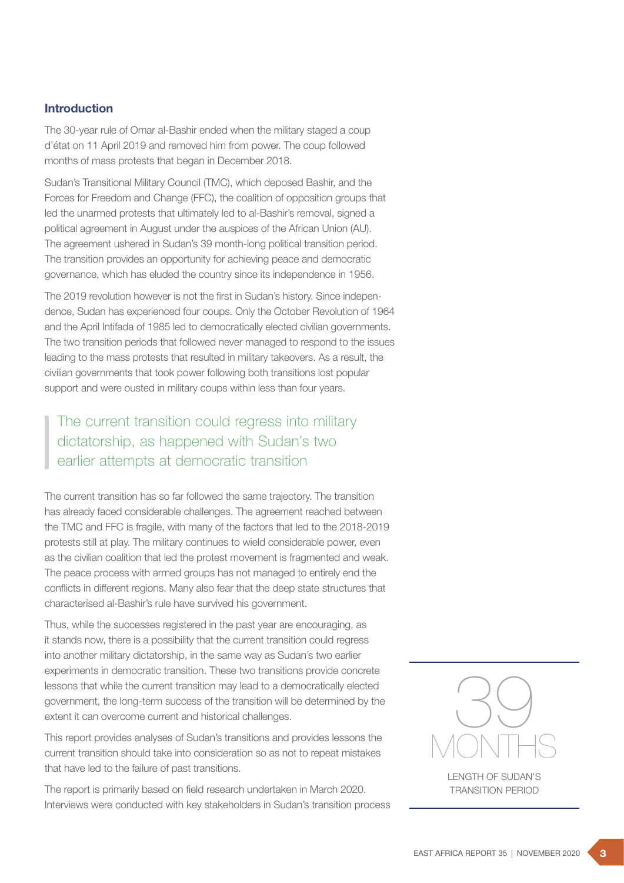## Introduction

The 30-year rule of Omar al-Bashir ended when the military staged a coup d'état on 11 April 2019 and removed him from power. The coup followed months of mass protests that began in December 2018.

Sudan's Transitional Military Council (TMC), which deposed Bashir, and the Forces for Freedom and Change (FFC), the coalition of opposition groups that led the unarmed protests that ultimately led to al-Bashir's removal, signed a political agreement in August under the auspices of the African Union (AU). The agreement ushered in Sudan's 39 month-long political transition period. The transition provides an opportunity for achieving peace and democratic governance, which has eluded the country since its independence in 1956.

The 2019 revolution however is not the first in Sudan's history. Since independence, Sudan has experienced four coups. Only the October Revolution of 1964 and the April Intifada of 1985 led to democratically elected civilian governments. The two transition periods that followed never managed to respond to the issues leading to the mass protests that resulted in military takeovers. As a result, the civilian governments that took power following both transitions lost popular support and were ousted in military coups within less than four years.

> The current transition could regress into military dictatorship, as happened with Sudan's two earlier attempts at democratic transition

The current transition has so far followed the same trajectory. The transition has already faced considerable challenges. The agreement reached between the TMC and FFC is fragile, with many of the factors that led to the 2018-2019 protests still at play. The military continues to wield considerable power, even as the civilian coalition that led the protest movement is fragmented and weak. The peace process with armed groups has not managed to entirely end the conflicts in different regions. Many also fear that the deep state structures that characterised al-Bashir's rule have survived his government.

Thus, while the successes registered in the past year are encouraging, as it stands now, there is a possibility that the current transition could regress into another military dictatorship, in the same way as Sudan's two earlier experiments in democratic transition. These two transitions provide concrete lessons that while the current transition may lead to a democratically elected government, the long-term success of the transition will be determined by the extent it can overcome current and historical challenges.

This report provides analyses of Sudan's transitions and provides lessons the current transition should take into consideration so as not to repeat mistakes that have led to the failure of past transitions.

The report is primarily based on field research undertaken in March 2020. Interviews were conducted with key stakeholders in Sudan's transition process

**39 MONTHS**

LENGTH OF SUDAN'S TRANSITION PERIOD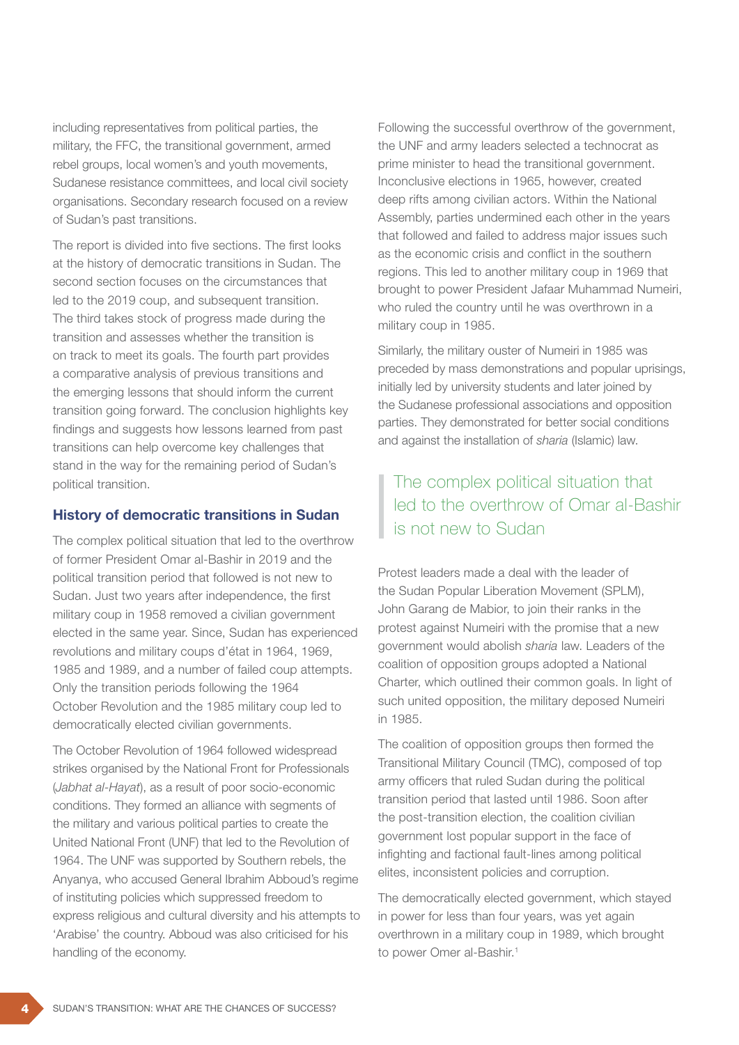including representatives from political parties, the military, the FFC, the transitional government, armed rebel groups, local women's and youth movements, Sudanese resistance committees, and local civil society organisations. Secondary research focused on a review of Sudan's past transitions.

The report is divided into five sections. The first looks at the history of democratic transitions in Sudan. The second section focuses on the circumstances that led to the 2019 coup, and subsequent transition. The third takes stock of progress made during the transition and assesses whether the transition is on track to meet its goals. The fourth part provides a comparative analysis of previous transitions and the emerging lessons that should inform the current transition going forward. The conclusion highlights key findings and suggests how lessons learned from past transitions can help overcome key challenges that stand in the way for the remaining period of Sudan's political transition.

## History of democratic transitions in Sudan

The complex political situation that led to the overthrow of former President Omar al-Bashir in 2019 and the political transition period that followed is not new to Sudan. Just two years after independence, the first military coup in 1958 removed a civilian government elected in the same year. Since, Sudan has experienced revolutions and military coups d'état in 1964, 1969, 1985 and 1989, and a number of failed coup attempts. Only the transition periods following the 1964 October Revolution and the 1985 military coup led to democratically elected civilian governments.

The October Revolution of 1964 followed widespread strikes organised by the National Front for Professionals (*Jabhat al-Hayat*), as a result of poor socio-economic conditions. They formed an alliance with segments of the military and various political parties to create the United National Front (UNF) that led to the Revolution of 1964. The UNF was supported by Southern rebels, the Anyanya, who accused General Ibrahim Abboud's regime of instituting policies which suppressed freedom to express religious and cultural diversity and his attempts to 'Arabise' the country. Abboud was also criticised for his handling of the economy.

Following the successful overthrow of the government, the UNF and army leaders selected a technocrat as prime minister to head the transitional government. Inconclusive elections in 1965, however, created deep rifts among civilian actors. Within the National Assembly, parties undermined each other in the years that followed and failed to address major issues such as the economic crisis and conflict in the southern regions. This led to another military coup in 1969 that brought to power President Jafaar Muhammad Numeiri, who ruled the country until he was overthrown in a military coup in 1985.

Similarly, the military ouster of Numeiri in 1985 was preceded by mass demonstrations and popular uprisings, initially led by university students and later joined by the Sudanese professional associations and opposition parties. They demonstrated for better social conditions and against the installation of *sharia* (Islamic) law.

> The complex political situation that led to the overthrow of Omar al-Bashir is not new to Sudan

Protest leaders made a deal with the leader of the Sudan Popular Liberation Movement (SPLM), John Garang de Mabior, to join their ranks in the protest against Numeiri with the promise that a new government would abolish *sharia* law. Leaders of the coalition of opposition groups adopted a National Charter, which outlined their common goals. In light of such united opposition, the military deposed Numeiri in 1985.

The coalition of opposition groups then formed the Transitional Military Council (TMC), composed of top army officers that ruled Sudan during the political transition period that lasted until 1986. Soon after the post-transition election, the coalition civilian government lost popular support in the face of infighting and factional fault-lines among political elites, inconsistent policies and corruption.

The democratically elected government, which stayed in power for less than four years, was yet again overthrown in a military coup in 1989, which brought to power Omer al-Bashir.[1]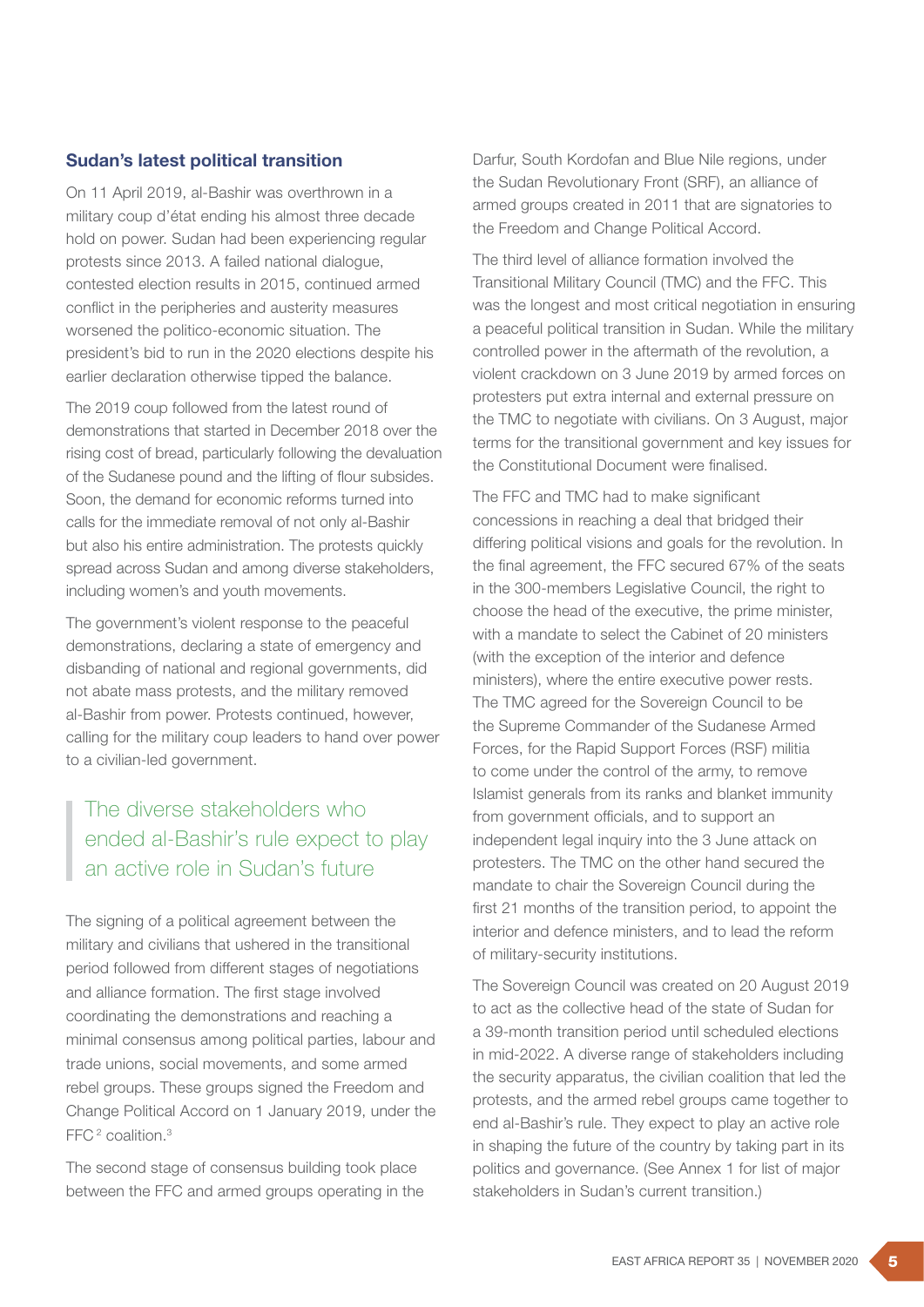## Sudan's latest political transition

On 11 April 2019, al-Bashir was overthrown in a military coup d'état ending his almost three decade hold on power. Sudan had been experiencing regular protests since 2013. A failed national dialogue, contested election results in 2015, continued armed conflict in the peripheries and austerity measures worsened the politico-economic situation. The president's bid to run in the 2020 elections despite his earlier declaration otherwise tipped the balance.

The 2019 coup followed from the latest round of demonstrations that started in December 2018 over the rising cost of bread, particularly following the devaluation of the Sudanese pound and the lifting of flour subsides. Soon, the demand for economic reforms turned into calls for the immediate removal of not only al-Bashir but also his entire administration. The protests quickly spread across Sudan and among diverse stakeholders, including women's and youth movements.

The government's violent response to the peaceful demonstrations, declaring a state of emergency and disbanding of national and regional governments, did not abate mass protests, and the military removed al-Bashir from power. Protests continued, however, calling for the military coup leaders to hand over power to a civilian-led government.

> The diverse stakeholders who ended al-Bashir's rule expect to play an active role in Sudan's future

The signing of a political agreement between the military and civilians that ushered in the transitional period followed from different stages of negotiations and alliance formation. The first stage involved coordinating the demonstrations and reaching a minimal consensus among political parties, labour and trade unions, social movements, and some armed rebel groups. These groups signed the Freedom and Change Political Accord on 1 January 2019, under the FFC[2] coalition.[3]

The second stage of consensus building took place between the FFC and armed groups operating in the Darfur, South Kordofan and Blue Nile regions, under the Sudan Revolutionary Front (SRF), an alliance of armed groups created in 2011 that are signatories to the Freedom and Change Political Accord.

The third level of alliance formation involved the Transitional Military Council (TMC) and the FFC. This was the longest and most critical negotiation in ensuring a peaceful political transition in Sudan. While the military controlled power in the aftermath of the revolution, a violent crackdown on 3 June 2019 by armed forces on protesters put extra internal and external pressure on the TMC to negotiate with civilians. On 3 August, major terms for the transitional government and key issues for the Constitutional Document were finalised.

The FFC and TMC had to make significant concessions in reaching a deal that bridged their differing political visions and goals for the revolution. In the final agreement, the FFC secured 67% of the seats in the 300-members Legislative Council, the right to choose the head of the executive, the prime minister, with a mandate to select the Cabinet of 20 ministers (with the exception of the interior and defence ministers), where the entire executive power rests. The TMC agreed for the Sovereign Council to be the Supreme Commander of the Sudanese Armed Forces, for the Rapid Support Forces (RSF) militia to come under the control of the army, to remove Islamist generals from its ranks and blanket immunity from government officials, and to support an independent legal inquiry into the 3 June attack on protesters. The TMC on the other hand secured the mandate to chair the Sovereign Council during the first 21 months of the transition period, to appoint the interior and defence ministers, and to lead the reform of military-security institutions.

The Sovereign Council was created on 20 August 2019 to act as the collective head of the state of Sudan for a 39-month transition period until scheduled elections in mid-2022. A diverse range of stakeholders including the security apparatus, the civilian coalition that led the protests, and the armed rebel groups came together to end al-Bashir's rule. They expect to play an active role in shaping the future of the country by taking part in its politics and governance. (See Annex 1 for list of major stakeholders in Sudan's current transition.)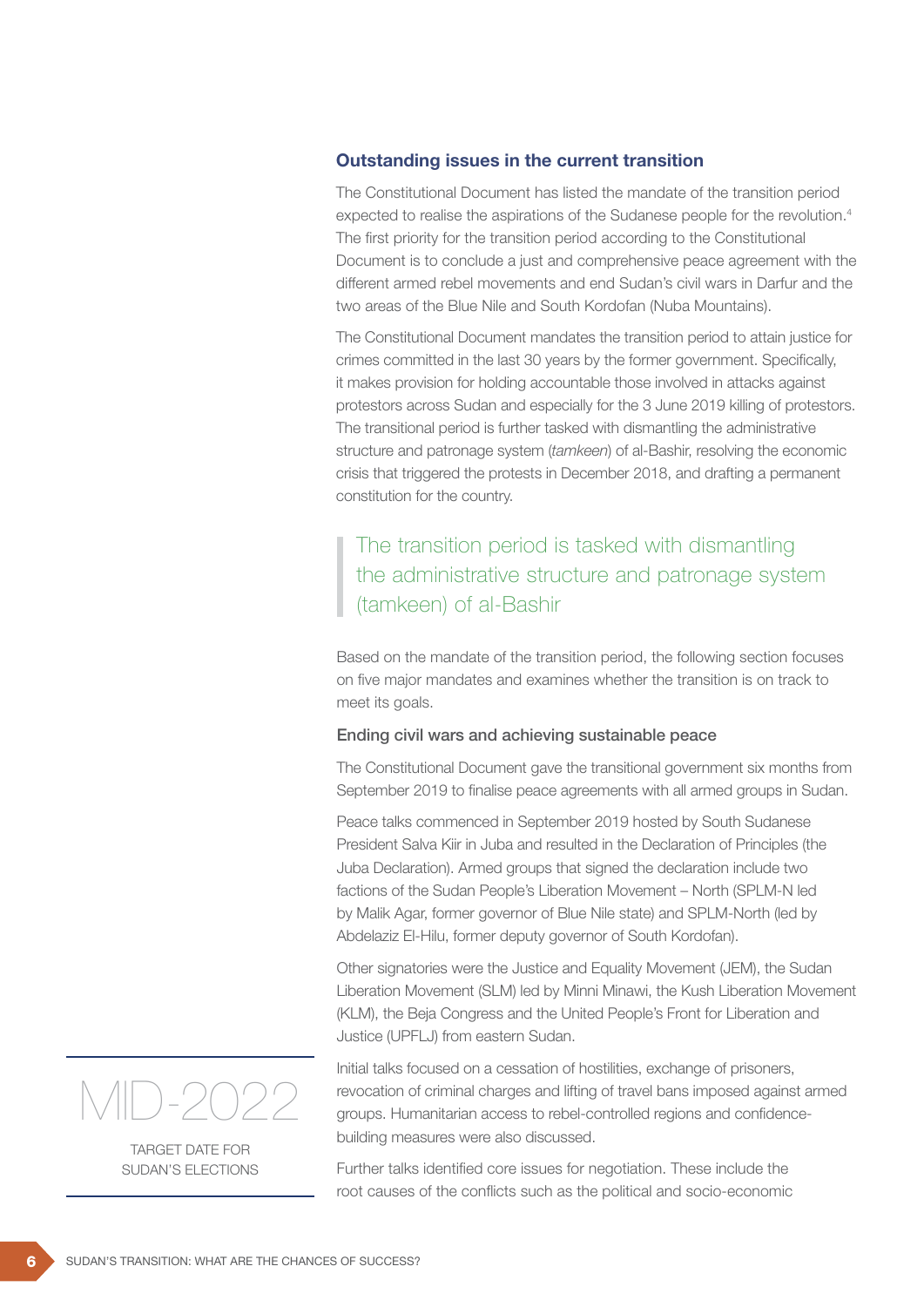## Outstanding issues in the current transition

The Constitutional Document has listed the mandate of the transition period expected to realise the aspirations of the Sudanese people for the revolution.[4] The first priority for the transition period according to the Constitutional Document is to conclude a just and comprehensive peace agreement with the different armed rebel movements and end Sudan's civil wars in Darfur and the two areas of the Blue Nile and South Kordofan (Nuba Mountains).

The Constitutional Document mandates the transition period to attain justice for crimes committed in the last 30 years by the former government. Specifically, it makes provision for holding accountable those involved in attacks against protestors across Sudan and especially for the 3 June 2019 killing of protestors. The transitional period is further tasked with dismantling the administrative structure and patronage system (*tamkeen*) of al-Bashir, resolving the economic crisis that triggered the protests in December 2018, and drafting a permanent constitution for the country.

> The transition period is tasked with dismantling the administrative structure and patronage system (tamkeen) of al-Bashir

Based on the mandate of the transition period, the following section focuses on five major mandates and examines whether the transition is on track to meet its goals.

### Ending civil wars and achieving sustainable peace

The Constitutional Document gave the transitional government six months from September 2019 to finalise peace agreements with all armed groups in Sudan.

Peace talks commenced in September 2019 hosted by South Sudanese President Salva Kiir in Juba and resulted in the Declaration of Principles (the Juba Declaration). Armed groups that signed the declaration include two factions of the Sudan People's Liberation Movement – North (SPLM-N led by Malik Agar, former governor of Blue Nile state) and SPLM-North (led by Abdelaziz El-Hilu, former deputy governor of South Kordofan).

Other signatories were the Justice and Equality Movement (JEM), the Sudan Liberation Movement (SLM) led by Minni Minawi, the Kush Liberation Movement (KLM), the Beja Congress and the United People's Front for Liberation and Justice (UPFLJ) from eastern Sudan.

MID-2022

TARGET DATE FOR SUDAN'S ELECTIONS

Initial talks focused on a cessation of hostilities, exchange of prisoners, revocation of criminal charges and lifting of travel bans imposed against armed groups. Humanitarian access to rebel-controlled regions and confidence-building measures were also discussed.

Further talks identified core issues for negotiation. These include the root causes of the conflicts such as the political and socio-economic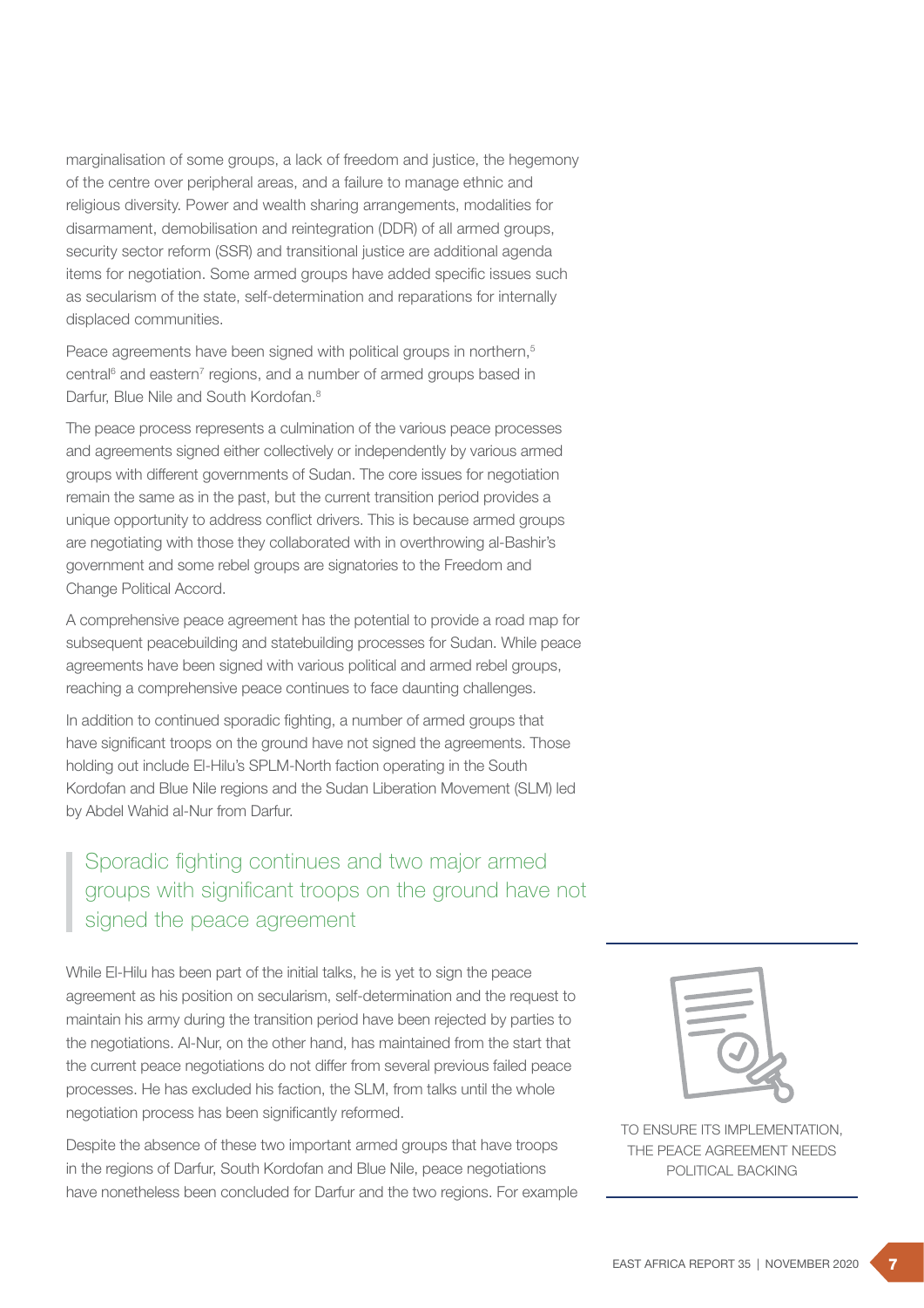marginalisation of some groups, a lack of freedom and justice, the hegemony of the centre over peripheral areas, and a failure to manage ethnic and religious diversity. Power and wealth sharing arrangements, modalities for disarmament, demobilisation and reintegration (DDR) of all armed groups, security sector reform (SSR) and transitional justice are additional agenda items for negotiation. Some armed groups have added specific issues such as secularism of the state, self-determination and reparations for internally displaced communities.

Peace agreements have been signed with political groups in northern,[5] central[6] and eastern[7] regions, and a number of armed groups based in Darfur, Blue Nile and South Kordofan.[8]

The peace process represents a culmination of the various peace processes and agreements signed either collectively or independently by various armed groups with different governments of Sudan. The core issues for negotiation remain the same as in the past, but the current transition period provides a unique opportunity to address conflict drivers. This is because armed groups are negotiating with those they collaborated with in overthrowing al-Bashir's government and some rebel groups are signatories to the Freedom and Change Political Accord.

A comprehensive peace agreement has the potential to provide a road map for subsequent peacebuilding and statebuilding processes for Sudan. While peace agreements have been signed with various political and armed rebel groups, reaching a comprehensive peace continues to face daunting challenges.

In addition to continued sporadic fighting, a number of armed groups that have significant troops on the ground have not signed the agreements. Those holding out include El-Hilu's SPLM-North faction operating in the South Kordofan and Blue Nile regions and the Sudan Liberation Movement (SLM) led by Abdel Wahid al-Nur from Darfur.

> Sporadic fighting continues and two major armed groups with significant troops on the ground have not signed the peace agreement

While El-Hilu has been part of the initial talks, he is yet to sign the peace agreement as his position on secularism, self-determination and the request to maintain his army during the transition period have been rejected by parties to the negotiations. Al-Nur, on the other hand, has maintained from the start that the current peace negotiations do not differ from several previous failed peace processes. He has excluded his faction, the SLM, from talks until the whole negotiation process has been significantly reformed.

Despite the absence of these two important armed groups that have troops in the regions of Darfur, South Kordofan and Blue Nile, peace negotiations have nonetheless been concluded for Darfur and the two regions. For example

TO ENSURE ITS IMPLEMENTATION, THE PEACE AGREEMENT NEEDS POLITICAL BACKING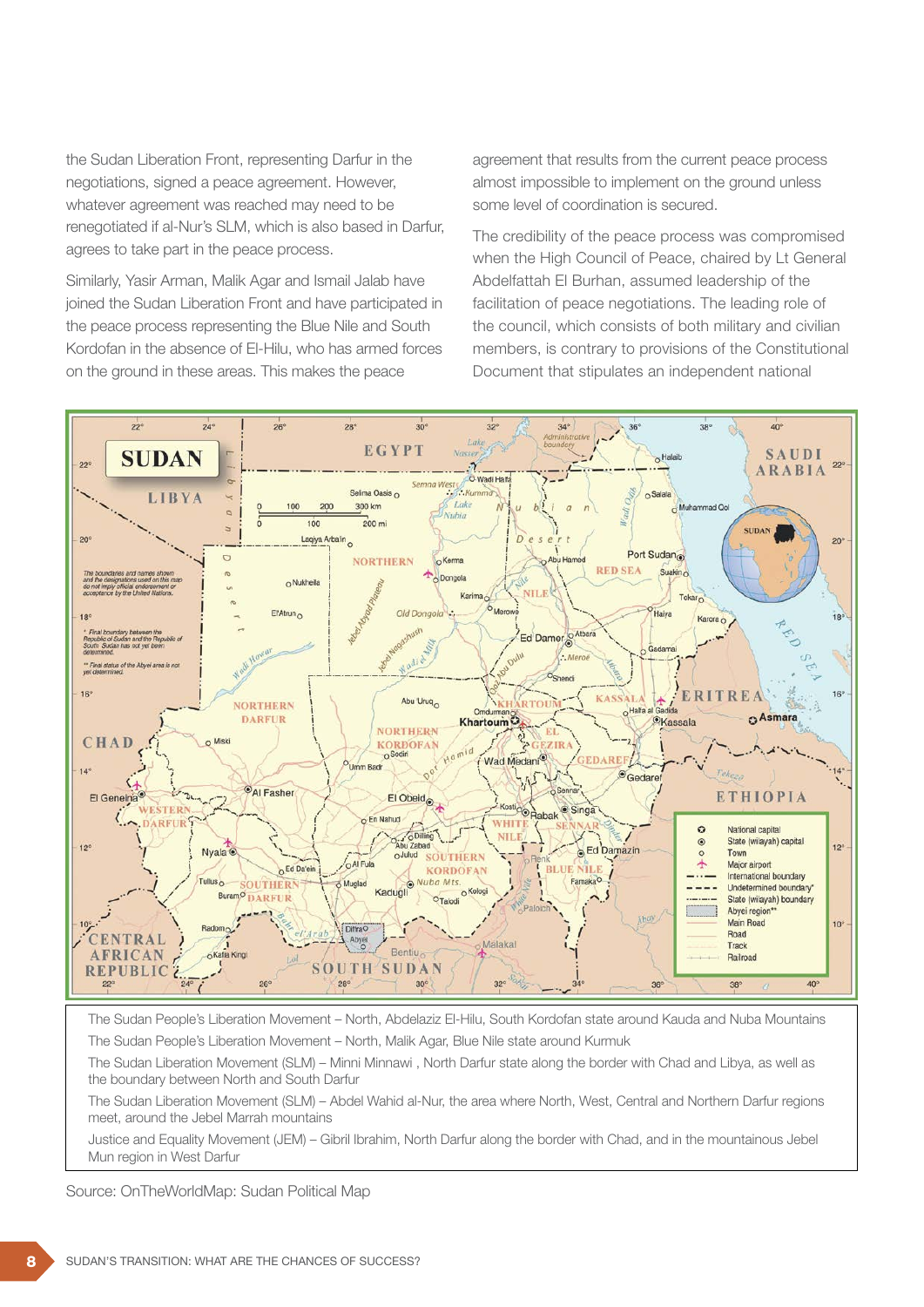the Sudan Liberation Front, representing Darfur in the negotiations, signed a peace agreement. However, whatever agreement was reached may need to be renegotiated if al-Nur's SLM, which is also based in Darfur, agrees to take part in the peace process.

Similarly, Yasir Arman, Malik Agar and Ismail Jalab have joined the Sudan Liberation Front and have participated in the peace process representing the Blue Nile and South Kordofan in the absence of El-Hilu, who has armed forces on the ground in these areas. This makes the peace agreement that results from the current peace process almost impossible to implement on the ground unless some level of coordination is secured.

The credibility of the peace process was compromised when the High Council of Peace, chaired by Lt General Abdelfattah El Burhan, assumed leadership of the facilitation of peace negotiations. The leading role of the council, which consists of both military and civilian members, is contrary to provisions of the Constitutional Document that stipulates an independent national

SUDAN

The boundaries and names shown and the designations used on this map do not imply official endorsement or acceptance by the United Nations.

* Final boundary between the Republic of Sudan and the Republic of South Sudan has not yet been determined.

** Final status of the Abyei area is not yet determined.

National capital
State (wilayah) capital
Town
Major airport
International boundary
Undetermined boundary*
State (wilayah) boundary
Abyei region**
Main Road
Road
Track
Railroad

The Sudan People's Liberation Movement – North, Abdelaziz El-Hilu, South Kordofan state around Kauda and Nuba Mountains

The Sudan People's Liberation Movement – North, Malik Agar, Blue Nile state around Kurmuk

The Sudan Liberation Movement (SLM) – Minni Minnawi , North Darfur state along the border with Chad and Libya, as well as the boundary between North and South Darfur

The Sudan Liberation Movement (SLM) – Abdel Wahid al-Nur, the area where North, West, Central and Northern Darfur regions meet, around the Jebel Marrah mountains

Justice and Equality Movement (JEM) – Gibril Ibrahim, North Darfur along the border with Chad, and in the mountainous Jebel Mun region in West Darfur

Source: OnTheWorldMap: Sudan Political Map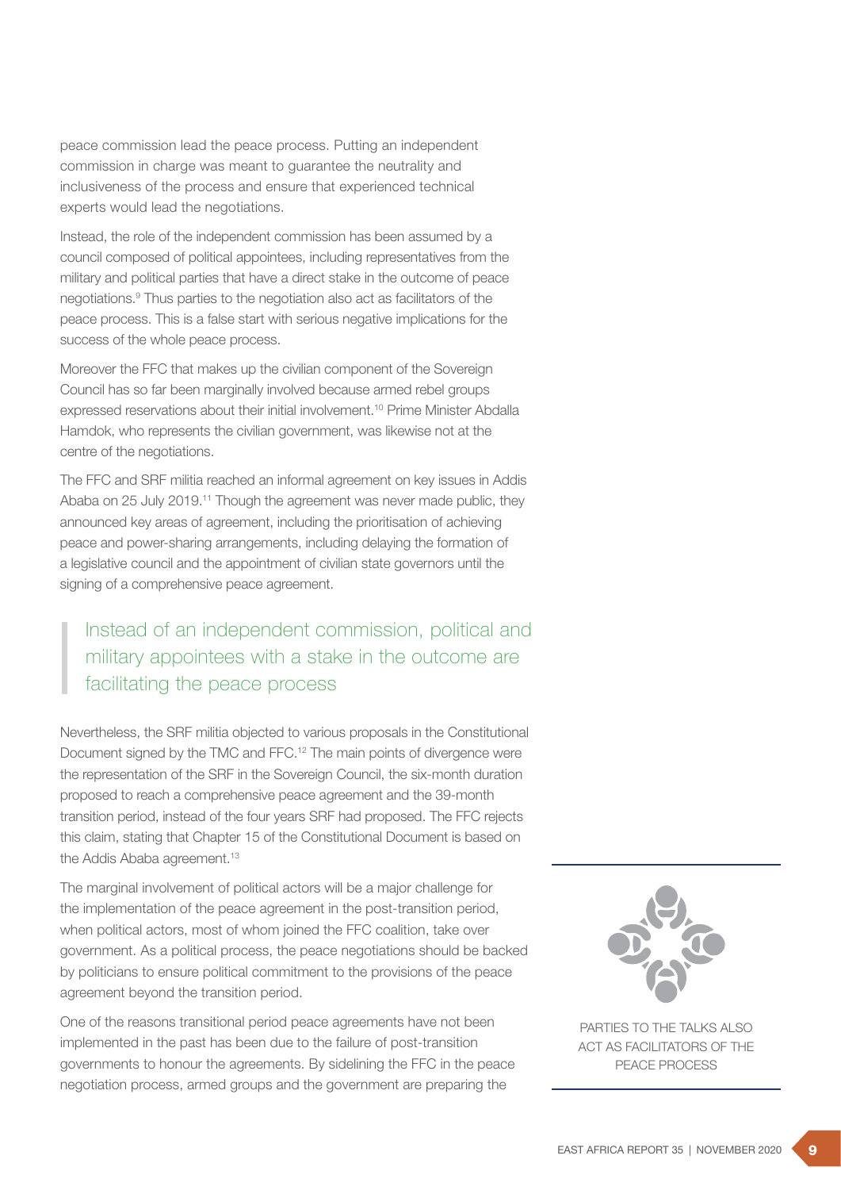peace commission lead the peace process. Putting an independent commission in charge was meant to guarantee the neutrality and inclusiveness of the process and ensure that experienced technical experts would lead the negotiations.

Instead, the role of the independent commission has been assumed by a council composed of political appointees, including representatives from the military and political parties that have a direct stake in the outcome of peace negotiations.[9] Thus parties to the negotiation also act as facilitators of the peace process. This is a false start with serious negative implications for the success of the whole peace process.

Moreover the FFC that makes up the civilian component of the Sovereign Council has so far been marginally involved because armed rebel groups expressed reservations about their initial involvement.[10] Prime Minister Abdalla Hamdok, who represents the civilian government, was likewise not at the centre of the negotiations.

The FFC and SRF militia reached an informal agreement on key issues in Addis Ababa on 25 July 2019.[11] Though the agreement was never made public, they announced key areas of agreement, including the prioritisation of achieving peace and power-sharing arrangements, including delaying the formation of a legislative council and the appointment of civilian state governors until the signing of a comprehensive peace agreement.

> Instead of an independent commission, political and military appointees with a stake in the outcome are facilitating the peace process

Nevertheless, the SRF militia objected to various proposals in the Constitutional Document signed by the TMC and FFC.[12] The main points of divergence were the representation of the SRF in the Sovereign Council, the six-month duration proposed to reach a comprehensive peace agreement and the 39-month transition period, instead of the four years SRF had proposed. The FFC rejects this claim, stating that Chapter 15 of the Constitutional Document is based on the Addis Ababa agreement.[13]

The marginal involvement of political actors will be a major challenge for the implementation of the peace agreement in the post-transition period, when political actors, most of whom joined the FFC coalition, take over government. As a political process, the peace negotiations should be backed by politicians to ensure political commitment to the provisions of the peace agreement beyond the transition period.

One of the reasons transitional period peace agreements have not been implemented in the past has been due to the failure of post-transition governments to honour the agreements. By sidelining the FFC in the peace negotiation process, armed groups and the government are preparing the

PARTIES TO THE TALKS ALSO ACT AS FACILITATORS OF THE PEACE PROCESS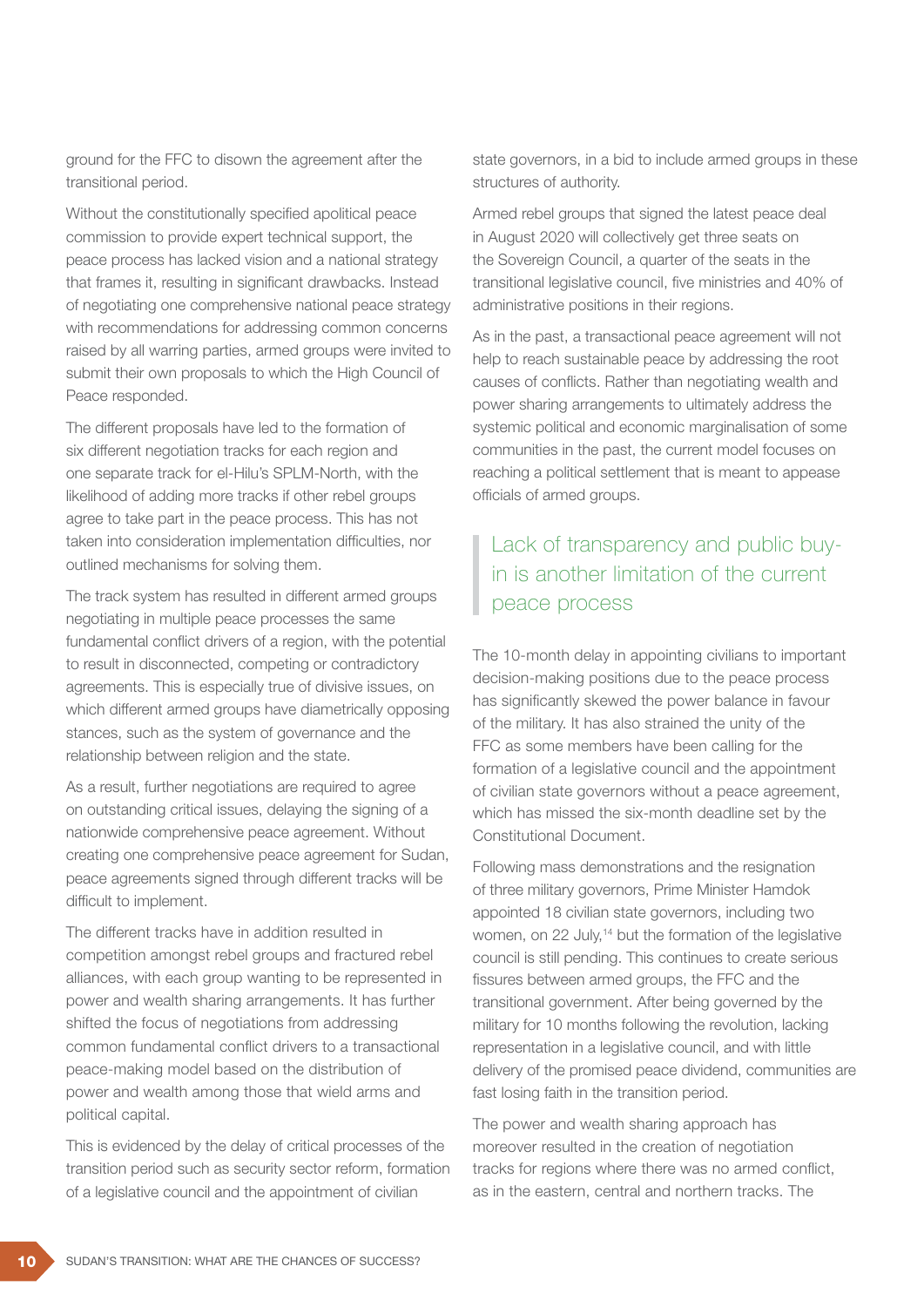ground for the FFC to disown the agreement after the transitional period.

Without the constitutionally specified apolitical peace commission to provide expert technical support, the peace process has lacked vision and a national strategy that frames it, resulting in significant drawbacks. Instead of negotiating one comprehensive national peace strategy with recommendations for addressing common concerns raised by all warring parties, armed groups were invited to submit their own proposals to which the High Council of Peace responded.

The different proposals have led to the formation of six different negotiation tracks for each region and one separate track for el-Hilu's SPLM-North, with the likelihood of adding more tracks if other rebel groups agree to take part in the peace process. This has not taken into consideration implementation difficulties, nor outlined mechanisms for solving them.

The track system has resulted in different armed groups negotiating in multiple peace processes the same fundamental conflict drivers of a region, with the potential to result in disconnected, competing or contradictory agreements. This is especially true of divisive issues, on which different armed groups have diametrically opposing stances, such as the system of governance and the relationship between religion and the state.

As a result, further negotiations are required to agree on outstanding critical issues, delaying the signing of a nationwide comprehensive peace agreement. Without creating one comprehensive peace agreement for Sudan, peace agreements signed through different tracks will be difficult to implement.

The different tracks have in addition resulted in competition amongst rebel groups and fractured rebel alliances, with each group wanting to be represented in power and wealth sharing arrangements. It has further shifted the focus of negotiations from addressing common fundamental conflict drivers to a transactional peace-making model based on the distribution of power and wealth among those that wield arms and political capital.

This is evidenced by the delay of critical processes of the transition period such as security sector reform, formation of a legislative council and the appointment of civilian state governors, in a bid to include armed groups in these structures of authority.

Armed rebel groups that signed the latest peace deal in August 2020 will collectively get three seats on the Sovereign Council, a quarter of the seats in the transitional legislative council, five ministries and 40% of administrative positions in their regions.

As in the past, a transactional peace agreement will not help to reach sustainable peace by addressing the root causes of conflicts. Rather than negotiating wealth and power sharing arrangements to ultimately address the systemic political and economic marginalisation of some communities in the past, the current model focuses on reaching a political settlement that is meant to appease officials of armed groups.

> Lack of transparency and public buy-in is another limitation of the current peace process

The 10-month delay in appointing civilians to important decision-making positions due to the peace process has significantly skewed the power balance in favour of the military. It has also strained the unity of the FFC as some members have been calling for the formation of a legislative council and the appointment of civilian state governors without a peace agreement, which has missed the six-month deadline set by the Constitutional Document.

Following mass demonstrations and the resignation of three military governors, Prime Minister Hamdok appointed 18 civilian state governors, including two women, on 22 July,[14] but the formation of the legislative council is still pending. This continues to create serious fissures between armed groups, the FFC and the transitional government. After being governed by the military for 10 months following the revolution, lacking representation in a legislative council, and with little delivery of the promised peace dividend, communities are fast losing faith in the transition period.

The power and wealth sharing approach has moreover resulted in the creation of negotiation tracks for regions where there was no armed conflict, as in the eastern, central and northern tracks. The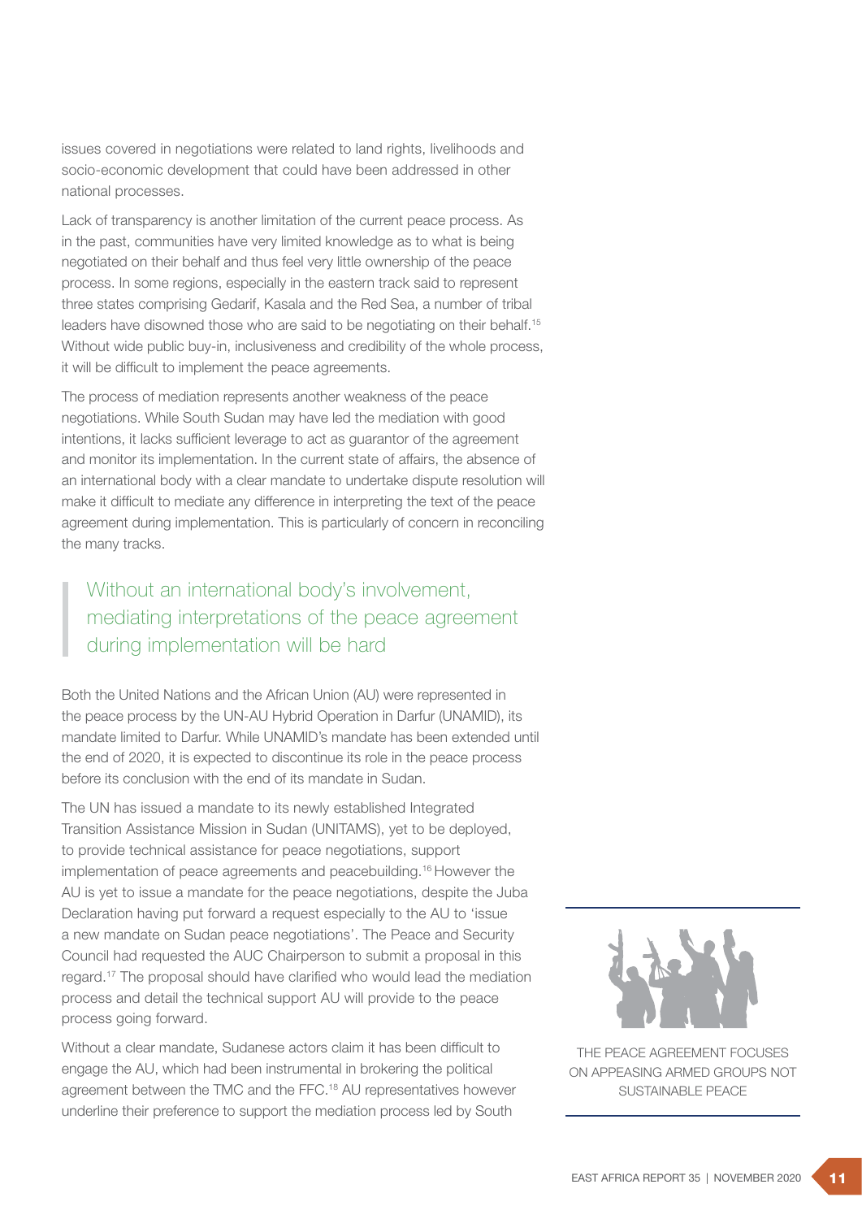issues covered in negotiations were related to land rights, livelihoods and socio-economic development that could have been addressed in other national processes.

Lack of transparency is another limitation of the current peace process. As in the past, communities have very limited knowledge as to what is being negotiated on their behalf and thus feel very little ownership of the peace process. In some regions, especially in the eastern track said to represent three states comprising Gedarif, Kasala and the Red Sea, a number of tribal leaders have disowned those who are said to be negotiating on their behalf.[15] Without wide public buy-in, inclusiveness and credibility of the whole process, it will be difficult to implement the peace agreements.

The process of mediation represents another weakness of the peace negotiations. While South Sudan may have led the mediation with good intentions, it lacks sufficient leverage to act as guarantor of the agreement and monitor its implementation. In the current state of affairs, the absence of an international body with a clear mandate to undertake dispute resolution will make it difficult to mediate any difference in interpreting the text of the peace agreement during implementation. This is particularly of concern in reconciling the many tracks.

> Without an international body's involvement, mediating interpretations of the peace agreement during implementation will be hard

Both the United Nations and the African Union (AU) were represented in the peace process by the UN-AU Hybrid Operation in Darfur (UNAMID), its mandate limited to Darfur. While UNAMID's mandate has been extended until the end of 2020, it is expected to discontinue its role in the peace process before its conclusion with the end of its mandate in Sudan.

The UN has issued a mandate to its newly established Integrated Transition Assistance Mission in Sudan (UNITAMS), yet to be deployed, to provide technical assistance for peace negotiations, support implementation of peace agreements and peacebuilding.[16] However the AU is yet to issue a mandate for the peace negotiations, despite the Juba Declaration having put forward a request especially to the AU to 'issue a new mandate on Sudan peace negotiations'. The Peace and Security Council had requested the AUC Chairperson to submit a proposal in this regard.[17] The proposal should have clarified who would lead the mediation process and detail the technical support AU will provide to the peace process going forward.

Without a clear mandate, Sudanese actors claim it has been difficult to engage the AU, which had been instrumental in brokering the political agreement between the TMC and the FFC.[18] AU representatives however underline their preference to support the mediation process led by South

THE PEACE AGREEMENT FOCUSES ON APPEASING ARMED GROUPS NOT SUSTAINABLE PEACE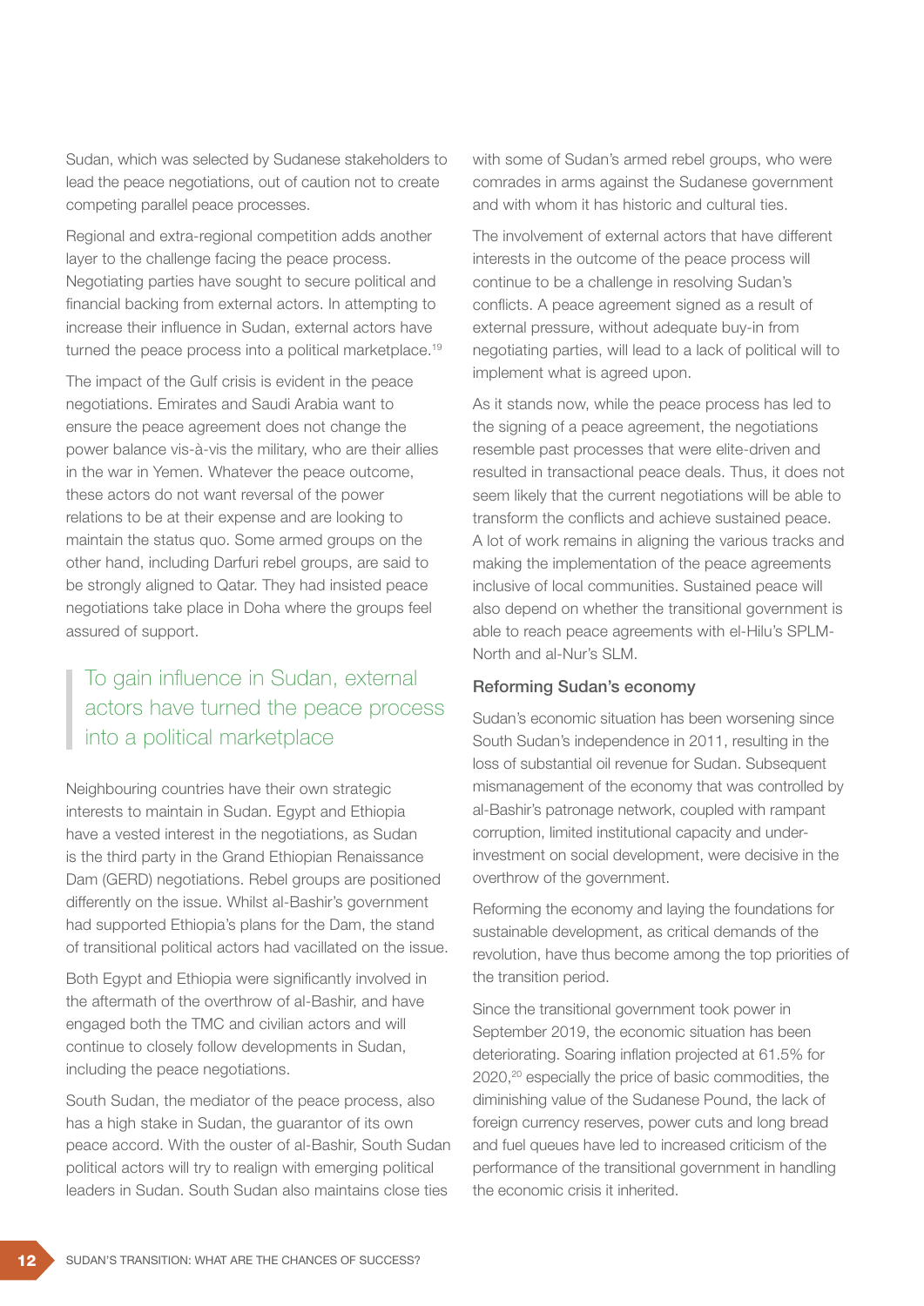Sudan, which was selected by Sudanese stakeholders to lead the peace negotiations, out of caution not to create competing parallel peace processes.

Regional and extra-regional competition adds another layer to the challenge facing the peace process. Negotiating parties have sought to secure political and financial backing from external actors. In attempting to increase their influence in Sudan, external actors have turned the peace process into a political marketplace.[19]

The impact of the Gulf crisis is evident in the peace negotiations. Emirates and Saudi Arabia want to ensure the peace agreement does not change the power balance vis-à-vis the military, who are their allies in the war in Yemen. Whatever the peace outcome, these actors do not want reversal of the power relations to be at their expense and are looking to maintain the status quo. Some armed groups on the other hand, including Darfuri rebel groups, are said to be strongly aligned to Qatar. They had insisted peace negotiations take place in Doha where the groups feel assured of support.

> To gain influence in Sudan, external actors have turned the peace process into a political marketplace

Neighbouring countries have their own strategic interests to maintain in Sudan. Egypt and Ethiopia have a vested interest in the negotiations, as Sudan is the third party in the Grand Ethiopian Renaissance Dam (GERD) negotiations. Rebel groups are positioned differently on the issue. Whilst al-Bashir's government had supported Ethiopia's plans for the Dam, the stand of transitional political actors had vacillated on the issue.

Both Egypt and Ethiopia were significantly involved in the aftermath of the overthrow of al-Bashir, and have engaged both the TMC and civilian actors and will continue to closely follow developments in Sudan, including the peace negotiations.

South Sudan, the mediator of the peace process, also has a high stake in Sudan, the guarantor of its own peace accord. With the ouster of al-Bashir, South Sudan political actors will try to realign with emerging political leaders in Sudan. South Sudan also maintains close ties with some of Sudan's armed rebel groups, who were comrades in arms against the Sudanese government and with whom it has historic and cultural ties.

The involvement of external actors that have different interests in the outcome of the peace process will continue to be a challenge in resolving Sudan's conflicts. A peace agreement signed as a result of external pressure, without adequate buy-in from negotiating parties, will lead to a lack of political will to implement what is agreed upon.

As it stands now, while the peace process has led to the signing of a peace agreement, the negotiations resemble past processes that were elite-driven and resulted in transactional peace deals. Thus, it does not seem likely that the current negotiations will be able to transform the conflicts and achieve sustained peace. A lot of work remains in aligning the various tracks and making the implementation of the peace agreements inclusive of local communities. Sustained peace will also depend on whether the transitional government is able to reach peace agreements with el-Hilu's SPLM-North and al-Nur's SLM.

### Reforming Sudan's economy

Sudan's economic situation has been worsening since South Sudan's independence in 2011, resulting in the loss of substantial oil revenue for Sudan. Subsequent mismanagement of the economy that was controlled by al-Bashir's patronage network, coupled with rampant corruption, limited institutional capacity and under-investment on social development, were decisive in the overthrow of the government.

Reforming the economy and laying the foundations for sustainable development, as critical demands of the revolution, have thus become among the top priorities of the transition period.

Since the transitional government took power in September 2019, the economic situation has been deteriorating. Soaring inflation projected at 61.5% for 2020,[20] especially the price of basic commodities, the diminishing value of the Sudanese Pound, the lack of foreign currency reserves, power cuts and long bread and fuel queues have led to increased criticism of the performance of the transitional government in handling the economic crisis it inherited.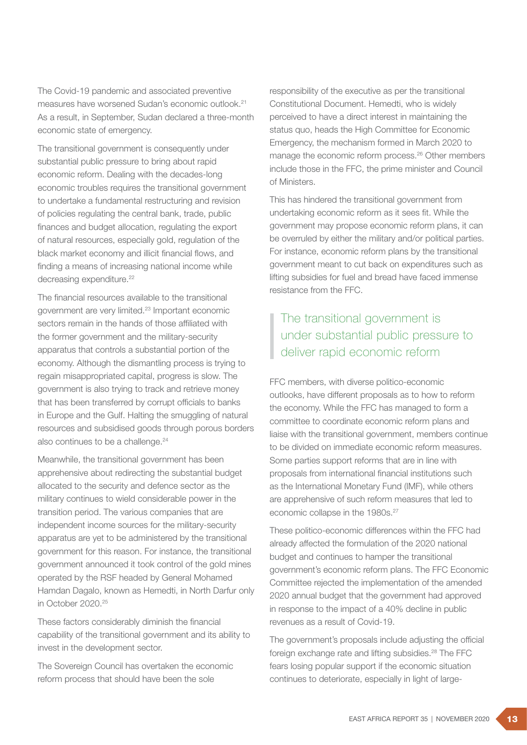The Covid-19 pandemic and associated preventive measures have worsened Sudan's economic outlook.[21] As a result, in September, Sudan declared a three-month economic state of emergency.

The transitional government is consequently under substantial public pressure to bring about rapid economic reform. Dealing with the decades-long economic troubles requires the transitional government to undertake a fundamental restructuring and revision of policies regulating the central bank, trade, public finances and budget allocation, regulating the export of natural resources, especially gold, regulation of the black market economy and illicit financial flows, and finding a means of increasing national income while decreasing expenditure.[22]

The financial resources available to the transitional government are very limited.[23] Important economic sectors remain in the hands of those affiliated with the former government and the military-security apparatus that controls a substantial portion of the economy. Although the dismantling process is trying to regain misappropriated capital, progress is slow. The government is also trying to track and retrieve money that has been transferred by corrupt officials to banks in Europe and the Gulf. Halting the smuggling of natural resources and subsidised goods through porous borders also continues to be a challenge.[24]

Meanwhile, the transitional government has been apprehensive about redirecting the substantial budget allocated to the security and defence sector as the military continues to wield considerable power in the transition period. The various companies that are independent income sources for the military-security apparatus are yet to be administered by the transitional government for this reason. For instance, the transitional government announced it took control of the gold mines operated by the RSF headed by General Mohamed Hamdan Dagalo, known as Hemedti, in North Darfur only in October 2020.[25]

These factors considerably diminish the financial capability of the transitional government and its ability to invest in the development sector.

The Sovereign Council has overtaken the economic reform process that should have been the sole responsibility of the executive as per the transitional Constitutional Document. Hemedti, who is widely perceived to have a direct interest in maintaining the status quo, heads the High Committee for Economic Emergency, the mechanism formed in March 2020 to manage the economic reform process.[26] Other members include those in the FFC, the prime minister and Council of Ministers.

This has hindered the transitional government from undertaking economic reform as it sees fit. While the government may propose economic reform plans, it can be overruled by either the military and/or political parties. For instance, economic reform plans by the transitional government meant to cut back on expenditures such as lifting subsidies for fuel and bread have faced immense resistance from the FFC.

> The transitional government is under substantial public pressure to deliver rapid economic reform

FFC members, with diverse politico-economic outlooks, have different proposals as to how to reform the economy. While the FFC has managed to form a committee to coordinate economic reform plans and liaise with the transitional government, members continue to be divided on immediate economic reform measures. Some parties support reforms that are in line with proposals from international financial institutions such as the International Monetary Fund (IMF), while others are apprehensive of such reform measures that led to economic collapse in the 1980s.[27]

These politico-economic differences within the FFC had already affected the formulation of the 2020 national budget and continues to hamper the transitional government's economic reform plans. The FFC Economic Committee rejected the implementation of the amended 2020 annual budget that the government had approved in response to the impact of a 40% decline in public revenues as a result of Covid-19.

The government's proposals include adjusting the official foreign exchange rate and lifting subsidies.[28] The FFC fears losing popular support if the economic situation continues to deteriorate, especially in light of large-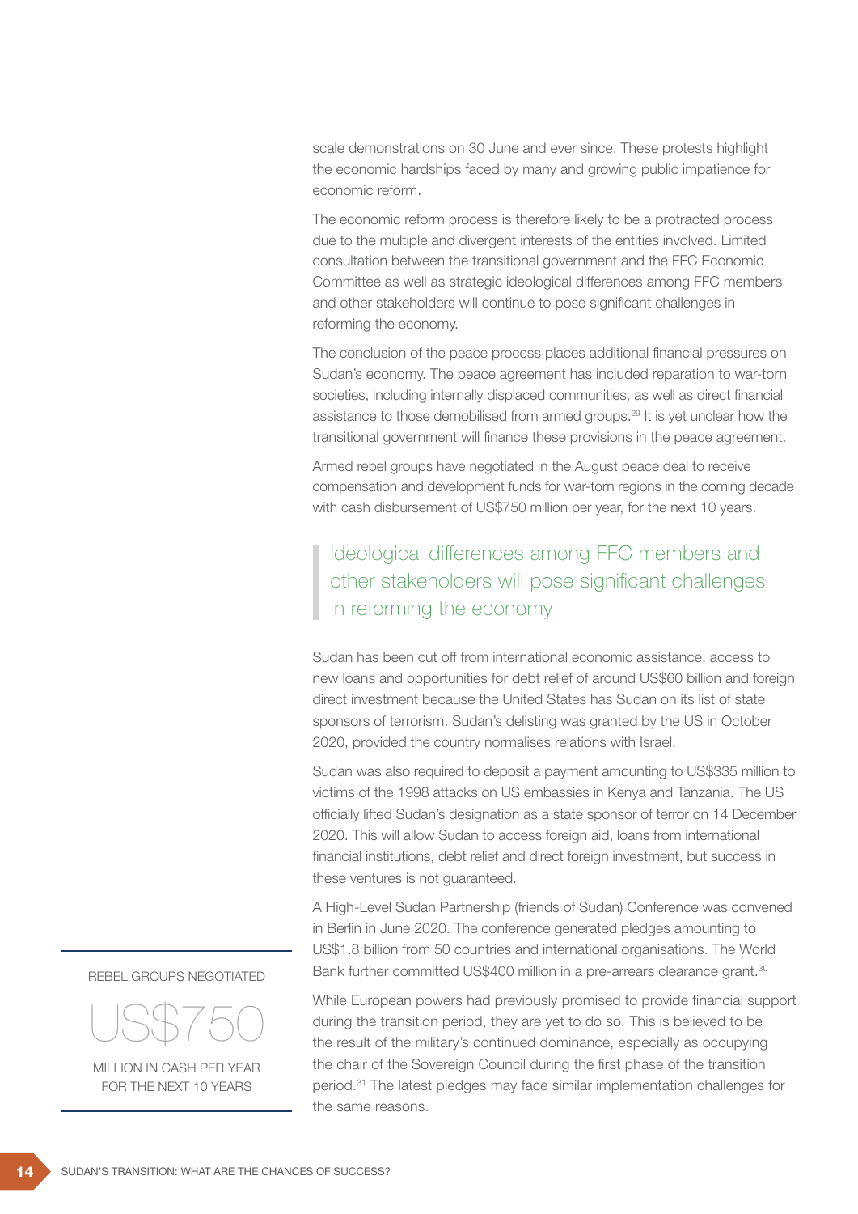scale demonstrations on 30 June and ever since. These protests highlight the economic hardships faced by many and growing public impatience for economic reform.

The economic reform process is therefore likely to be a protracted process due to the multiple and divergent interests of the entities involved. Limited consultation between the transitional government and the FFC Economic Committee as well as strategic ideological differences among FFC members and other stakeholders will continue to pose significant challenges in reforming the economy.

The conclusion of the peace process places additional financial pressures on Sudan's economy. The peace agreement has included reparation to war-torn societies, including internally displaced communities, as well as direct financial assistance to those demobilised from armed groups.[29] It is yet unclear how the transitional government will finance these provisions in the peace agreement.

Armed rebel groups have negotiated in the August peace deal to receive compensation and development funds for war-torn regions in the coming decade with cash disbursement of US$750 million per year, for the next 10 years.

> Ideological differences among FFC members and other stakeholders will pose significant challenges in reforming the economy

Sudan has been cut off from international economic assistance, access to new loans and opportunities for debt relief of around US$60 billion and foreign direct investment because the United States has Sudan on its list of state sponsors of terrorism. Sudan's delisting was granted by the US in October 2020, provided the country normalises relations with Israel.

Sudan was also required to deposit a payment amounting to US$335 million to victims of the 1998 attacks on US embassies in Kenya and Tanzania. The US officially lifted Sudan's designation as a state sponsor of terror on 14 December 2020. This will allow Sudan to access foreign aid, loans from international financial institutions, debt relief and direct foreign investment, but success in these ventures is not guaranteed.

A High-Level Sudan Partnership (friends of Sudan) Conference was convened in Berlin in June 2020. The conference generated pledges amounting to US$1.8 billion from 50 countries and international organisations. The World Bank further committed US$400 million in a pre-arrears clearance grant.[30]

While European powers had previously promised to provide financial support during the transition period, they are yet to do so. This is believed to be the result of the military's continued dominance, especially as occupying the chair of the Sovereign Council during the first phase of the transition period.[31] The latest pledges may face similar implementation challenges for the same reasons.

REBEL GROUPS NEGOTIATED

US$750

MILLION IN CASH PER YEAR FOR THE NEXT 10 YEARS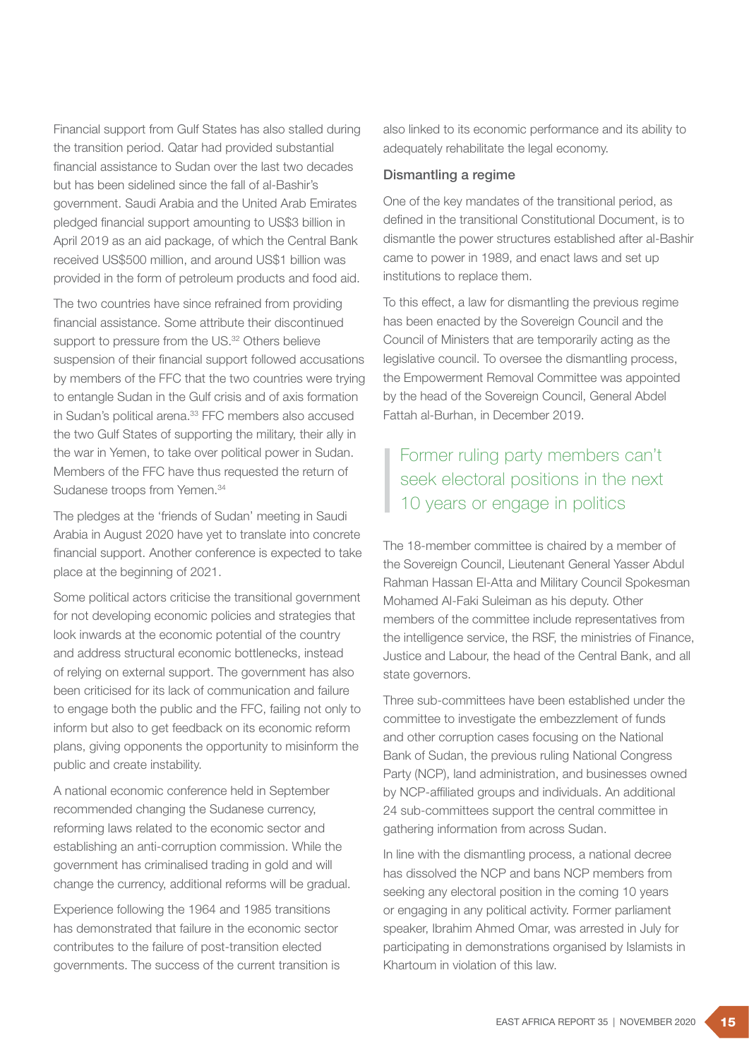Financial support from Gulf States has also stalled during the transition period. Qatar had provided substantial financial assistance to Sudan over the last two decades but has been sidelined since the fall of al-Bashir's government. Saudi Arabia and the United Arab Emirates pledged financial support amounting to US$3 billion in April 2019 as an aid package, of which the Central Bank received US$500 million, and around US$1 billion was provided in the form of petroleum products and food aid.

The two countries have since refrained from providing financial assistance. Some attribute their discontinued support to pressure from the US.[32] Others believe suspension of their financial support followed accusations by members of the FFC that the two countries were trying to entangle Sudan in the Gulf crisis and of axis formation in Sudan's political arena.[33] FFC members also accused the two Gulf States of supporting the military, their ally in the war in Yemen, to take over political power in Sudan. Members of the FFC have thus requested the return of Sudanese troops from Yemen.[34]

The pledges at the 'friends of Sudan' meeting in Saudi Arabia in August 2020 have yet to translate into concrete financial support. Another conference is expected to take place at the beginning of 2021.

Some political actors criticise the transitional government for not developing economic policies and strategies that look inwards at the economic potential of the country and address structural economic bottlenecks, instead of relying on external support. The government has also been criticised for its lack of communication and failure to engage both the public and the FFC, failing not only to inform but also to get feedback on its economic reform plans, giving opponents the opportunity to misinform the public and create instability.

A national economic conference held in September recommended changing the Sudanese currency, reforming laws related to the economic sector and establishing an anti-corruption commission. While the government has criminalised trading in gold and will change the currency, additional reforms will be gradual.

Experience following the 1964 and 1985 transitions has demonstrated that failure in the economic sector contributes to the failure of post-transition elected governments. The success of the current transition is also linked to its economic performance and its ability to adequately rehabilitate the legal economy.

### Dismantling a regime

One of the key mandates of the transitional period, as defined in the transitional Constitutional Document, is to dismantle the power structures established after al-Bashir came to power in 1989, and enact laws and set up institutions to replace them.

To this effect, a law for dismantling the previous regime has been enacted by the Sovereign Council and the Council of Ministers that are temporarily acting as the legislative council. To oversee the dismantling process, the Empowerment Removal Committee was appointed by the head of the Sovereign Council, General Abdel Fattah al-Burhan, in December 2019.

> Former ruling party members can't seek electoral positions in the next 10 years or engage in politics

The 18-member committee is chaired by a member of the Sovereign Council, Lieutenant General Yasser Abdul Rahman Hassan El-Atta and Military Council Spokesman Mohamed Al-Faki Suleiman as his deputy. Other members of the committee include representatives from the intelligence service, the RSF, the ministries of Finance, Justice and Labour, the head of the Central Bank, and all state governors.

Three sub-committees have been established under the committee to investigate the embezzlement of funds and other corruption cases focusing on the National Bank of Sudan, the previous ruling National Congress Party (NCP), land administration, and businesses owned by NCP-affiliated groups and individuals. An additional 24 sub-committees support the central committee in gathering information from across Sudan.

In line with the dismantling process, a national decree has dissolved the NCP and bans NCP members from seeking any electoral position in the coming 10 years or engaging in any political activity. Former parliament speaker, Ibrahim Ahmed Omar, was arrested in July for participating in demonstrations organised by Islamists in Khartoum in violation of this law.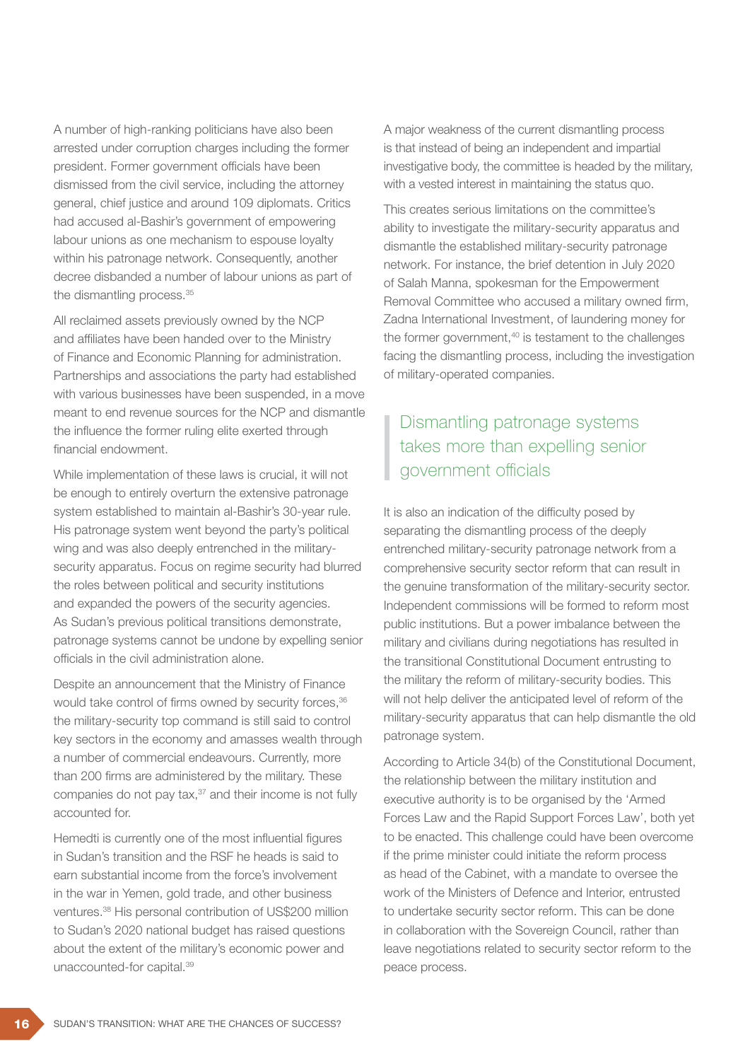A number of high-ranking politicians have also been arrested under corruption charges including the former president. Former government officials have been dismissed from the civil service, including the attorney general, chief justice and around 109 diplomats. Critics had accused al-Bashir's government of empowering labour unions as one mechanism to espouse loyalty within his patronage network. Consequently, another decree disbanded a number of labour unions as part of the dismantling process.[35]

All reclaimed assets previously owned by the NCP and affiliates have been handed over to the Ministry of Finance and Economic Planning for administration. Partnerships and associations the party had established with various businesses have been suspended, in a move meant to end revenue sources for the NCP and dismantle the influence the former ruling elite exerted through financial endowment.

While implementation of these laws is crucial, it will not be enough to entirely overturn the extensive patronage system established to maintain al-Bashir's 30-year rule. His patronage system went beyond the party's political wing and was also deeply entrenched in the military-security apparatus. Focus on regime security had blurred the roles between political and security institutions and expanded the powers of the security agencies. As Sudan's previous political transitions demonstrate, patronage systems cannot be undone by expelling senior officials in the civil administration alone.

Despite an announcement that the Ministry of Finance would take control of firms owned by security forces,[36] the military-security top command is still said to control key sectors in the economy and amasses wealth through a number of commercial endeavours. Currently, more than 200 firms are administered by the military. These companies do not pay tax,[37] and their income is not fully accounted for.

Hemedti is currently one of the most influential figures in Sudan's transition and the RSF he heads is said to earn substantial income from the force's involvement in the war in Yemen, gold trade, and other business ventures.[38] His personal contribution of US$200 million to Sudan's 2020 national budget has raised questions about the extent of the military's economic power and unaccounted-for capital.[39]

A major weakness of the current dismantling process is that instead of being an independent and impartial investigative body, the committee is headed by the military, with a vested interest in maintaining the status quo.

This creates serious limitations on the committee's ability to investigate the military-security apparatus and dismantle the established military-security patronage network. For instance, the brief detention in July 2020 of Salah Manna, spokesman for the Empowerment Removal Committee who accused a military owned firm, Zadna International Investment, of laundering money for the former government,[40] is testament to the challenges facing the dismantling process, including the investigation of military-operated companies.

> Dismantling patronage systems takes more than expelling senior government officials

It is also an indication of the difficulty posed by separating the dismantling process of the deeply entrenched military-security patronage network from a comprehensive security sector reform that can result in the genuine transformation of the military-security sector. Independent commissions will be formed to reform most public institutions. But a power imbalance between the military and civilians during negotiations has resulted in the transitional Constitutional Document entrusting to the military the reform of military-security bodies. This will not help deliver the anticipated level of reform of the military-security apparatus that can help dismantle the old patronage system.

According to Article 34(b) of the Constitutional Document, the relationship between the military institution and executive authority is to be organised by the 'Armed Forces Law and the Rapid Support Forces Law', both yet to be enacted. This challenge could have been overcome if the prime minister could initiate the reform process as head of the Cabinet, with a mandate to oversee the work of the Ministers of Defence and Interior, entrusted to undertake security sector reform. This can be done in collaboration with the Sovereign Council, rather than leave negotiations related to security sector reform to the peace process.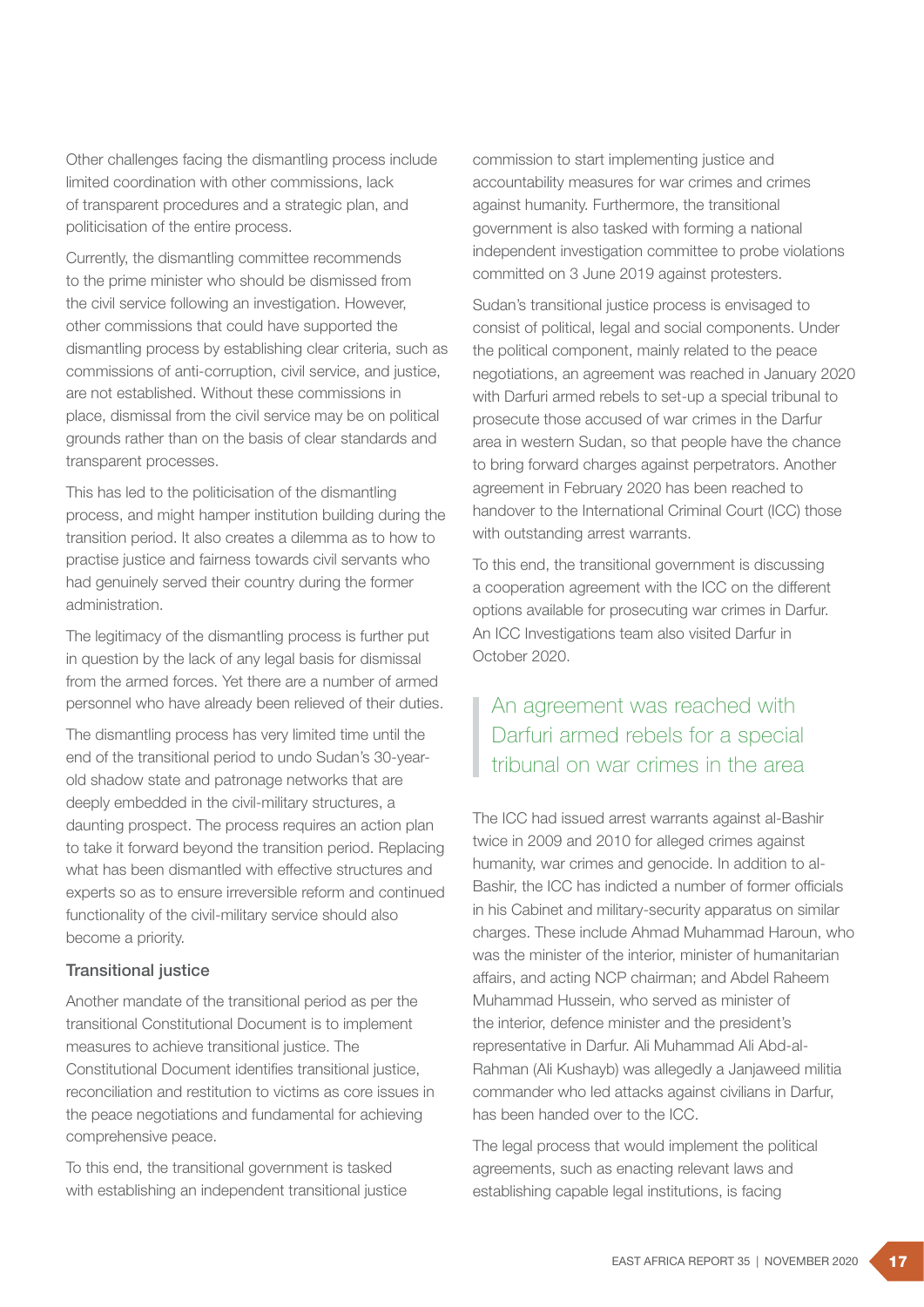Other challenges facing the dismantling process include limited coordination with other commissions, lack of transparent procedures and a strategic plan, and politicisation of the entire process.

Currently, the dismantling committee recommends to the prime minister who should be dismissed from the civil service following an investigation. However, other commissions that could have supported the dismantling process by establishing clear criteria, such as commissions of anti-corruption, civil service, and justice, are not established. Without these commissions in place, dismissal from the civil service may be on political grounds rather than on the basis of clear standards and transparent processes.

This has led to the politicisation of the dismantling process, and might hamper institution building during the transition period. It also creates a dilemma as to how to practise justice and fairness towards civil servants who had genuinely served their country during the former administration.

The legitimacy of the dismantling process is further put in question by the lack of any legal basis for dismissal from the armed forces. Yet there are a number of armed personnel who have already been relieved of their duties.

The dismantling process has very limited time until the end of the transitional period to undo Sudan's 30-year-old shadow state and patronage networks that are deeply embedded in the civil-military structures, a daunting prospect. The process requires an action plan to take it forward beyond the transition period. Replacing what has been dismantled with effective structures and experts so as to ensure irreversible reform and continued functionality of the civil-military service should also become a priority.

### Transitional justice

Another mandate of the transitional period as per the transitional Constitutional Document is to implement measures to achieve transitional justice. The Constitutional Document identifies transitional justice, reconciliation and restitution to victims as core issues in the peace negotiations and fundamental for achieving comprehensive peace.

To this end, the transitional government is tasked with establishing an independent transitional justice commission to start implementing justice and accountability measures for war crimes and crimes against humanity. Furthermore, the transitional government is also tasked with forming a national independent investigation committee to probe violations committed on 3 June 2019 against protesters.

Sudan's transitional justice process is envisaged to consist of political, legal and social components. Under the political component, mainly related to the peace negotiations, an agreement was reached in January 2020 with Darfuri armed rebels to set-up a special tribunal to prosecute those accused of war crimes in the Darfur area in western Sudan, so that people have the chance to bring forward charges against perpetrators. Another agreement in February 2020 has been reached to handover to the International Criminal Court (ICC) those with outstanding arrest warrants.

To this end, the transitional government is discussing a cooperation agreement with the ICC on the different options available for prosecuting war crimes in Darfur. An ICC Investigations team also visited Darfur in October 2020.

> An agreement was reached with Darfuri armed rebels for a special tribunal on war crimes in the area

The ICC had issued arrest warrants against al-Bashir twice in 2009 and 2010 for alleged crimes against humanity, war crimes and genocide. In addition to al-Bashir, the ICC has indicted a number of former officials in his Cabinet and military-security apparatus on similar charges. These include Ahmad Muhammad Haroun, who was the minister of the interior, minister of humanitarian affairs, and acting NCP chairman; and Abdel Raheem Muhammad Hussein, who served as minister of the interior, defence minister and the president's representative in Darfur. Ali Muhammad Ali Abd-al-Rahman (Ali Kushayb) was allegedly a Janjaweed militia commander who led attacks against civilians in Darfur, has been handed over to the ICC.

The legal process that would implement the political agreements, such as enacting relevant laws and establishing capable legal institutions, is facing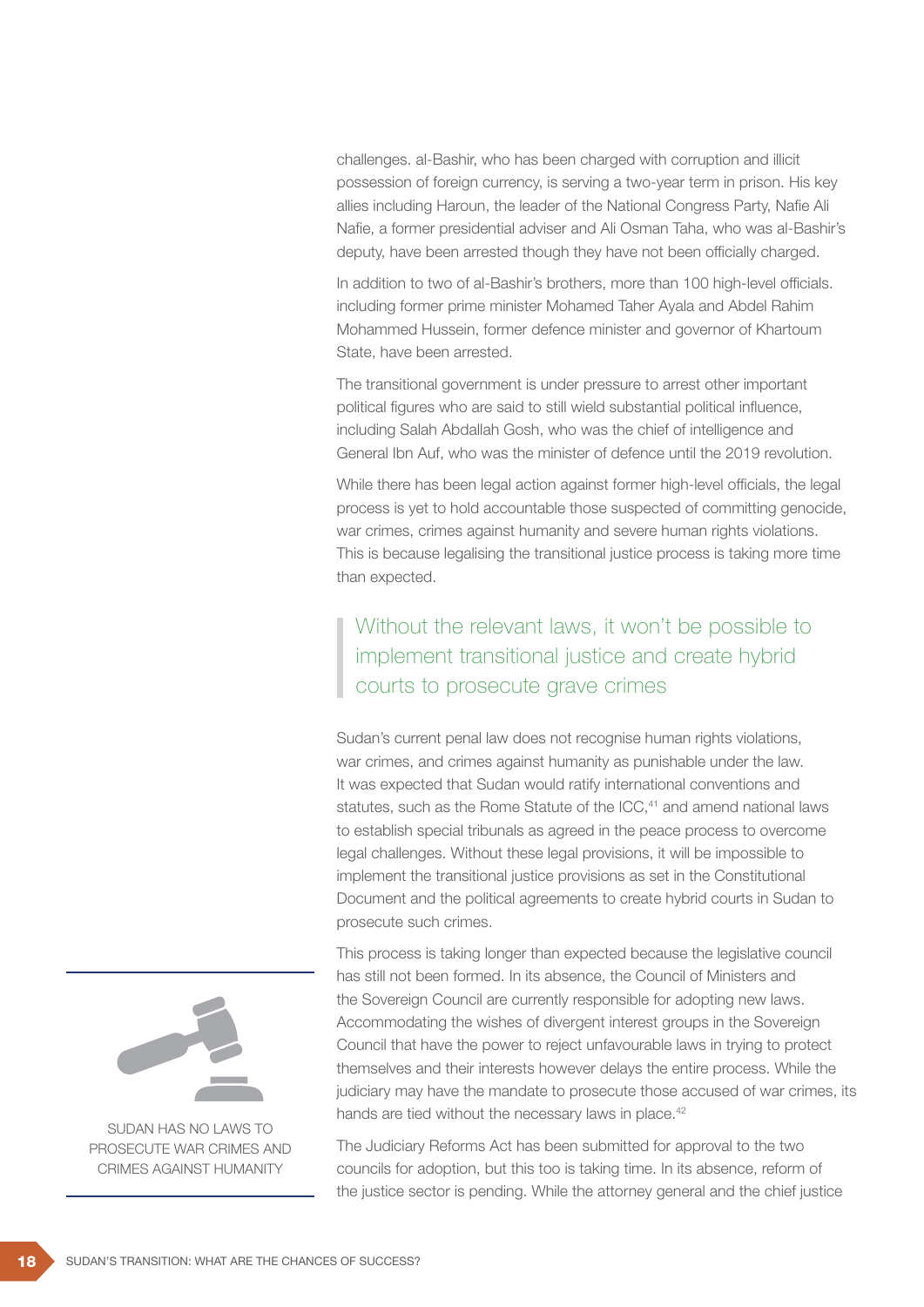challenges. al-Bashir, who has been charged with corruption and illicit possession of foreign currency, is serving a two-year term in prison. His key allies including Haroun, the leader of the National Congress Party, Nafie Ali Nafie, a former presidential adviser and Ali Osman Taha, who was al-Bashir's deputy, have been arrested though they have not been officially charged.

In addition to two of al-Bashir's brothers, more than 100 high-level officials. including former prime minister Mohamed Taher Ayala and Abdel Rahim Mohammed Hussein, former defence minister and governor of Khartoum State, have been arrested.

The transitional government is under pressure to arrest other important political figures who are said to still wield substantial political influence, including Salah Abdallah Gosh, who was the chief of intelligence and General Ibn Auf, who was the minister of defence until the 2019 revolution.

While there has been legal action against former high-level officials, the legal process is yet to hold accountable those suspected of committing genocide, war crimes, crimes against humanity and severe human rights violations. This is because legalising the transitional justice process is taking more time than expected.

> Without the relevant laws, it won't be possible to implement transitional justice and create hybrid courts to prosecute grave crimes

Sudan's current penal law does not recognise human rights violations, war crimes, and crimes against humanity as punishable under the law. It was expected that Sudan would ratify international conventions and statutes, such as the Rome Statute of the ICC,[41] and amend national laws to establish special tribunals as agreed in the peace process to overcome legal challenges. Without these legal provisions, it will be impossible to implement the transitional justice provisions as set in the Constitutional Document and the political agreements to create hybrid courts in Sudan to prosecute such crimes.

This process is taking longer than expected because the legislative council has still not been formed. In its absence, the Council of Ministers and the Sovereign Council are currently responsible for adopting new laws. Accommodating the wishes of divergent interest groups in the Sovereign Council that have the power to reject unfavourable laws in trying to protect themselves and their interests however delays the entire process. While the judiciary may have the mandate to prosecute those accused of war crimes, its hands are tied without the necessary laws in place.[42]

SUDAN HAS NO LAWS TO PROSECUTE WAR CRIMES AND CRIMES AGAINST HUMANITY

The Judiciary Reforms Act has been submitted for approval to the two councils for adoption, but this too is taking time. In its absence, reform of the justice sector is pending. While the attorney general and the chief justice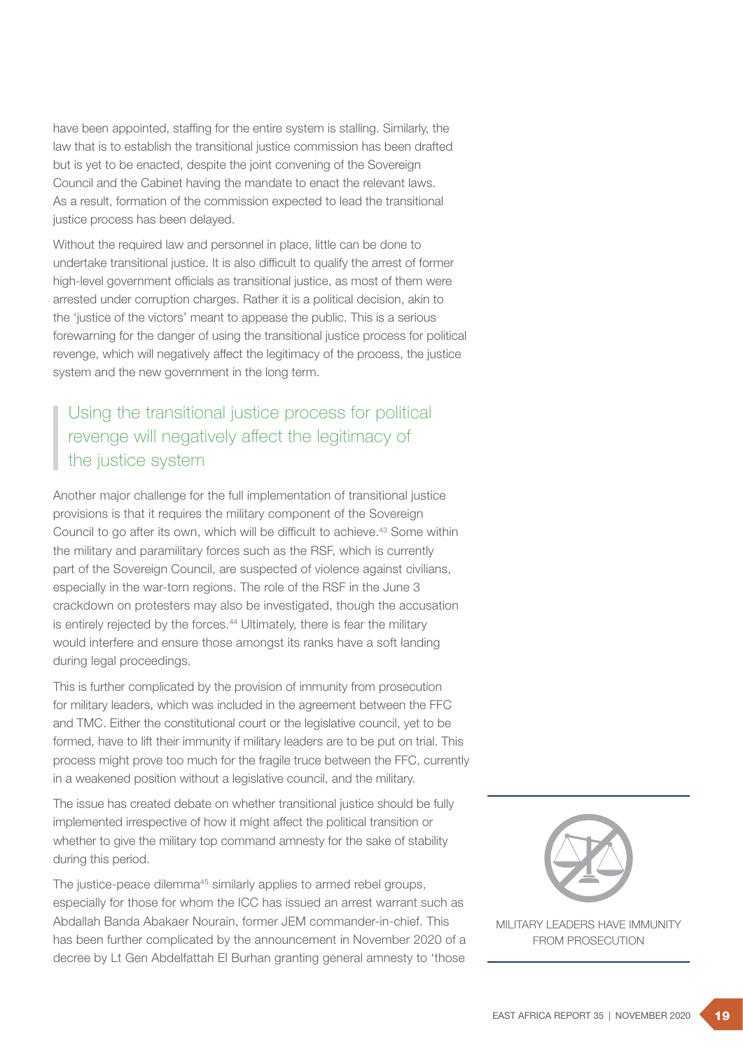have been appointed, staffing for the entire system is stalling. Similarly, the law that is to establish the transitional justice commission has been drafted but is yet to be enacted, despite the joint convening of the Sovereign Council and the Cabinet having the mandate to enact the relevant laws. As a result, formation of the commission expected to lead the transitional justice process has been delayed.

Without the required law and personnel in place, little can be done to undertake transitional justice. It is also difficult to qualify the arrest of former high-level government officials as transitional justice, as most of them were arrested under corruption charges. Rather it is a political decision, akin to the 'justice of the victors' meant to appease the public. This is a serious forewarning for the danger of using the transitional justice process for political revenge, which will negatively affect the legitimacy of the process, the justice system and the new government in the long term.

> Using the transitional justice process for political revenge will negatively affect the legitimacy of the justice system

Another major challenge for the full implementation of transitional justice provisions is that it requires the military component of the Sovereign Council to go after its own, which will be difficult to achieve.[43] Some within the military and paramilitary forces such as the RSF, which is currently part of the Sovereign Council, are suspected of violence against civilians, especially in the war-torn regions. The role of the RSF in the June 3 crackdown on protesters may also be investigated, though the accusation is entirely rejected by the forces.[44] Ultimately, there is fear the military would interfere and ensure those amongst its ranks have a soft landing during legal proceedings.

This is further complicated by the provision of immunity from prosecution for military leaders, which was included in the agreement between the FFC and TMC. Either the constitutional court or the legislative council, yet to be formed, have to lift their immunity if military leaders are to be put on trial. This process might prove too much for the fragile truce between the FFC, currently in a weakened position without a legislative council, and the military.

The issue has created debate on whether transitional justice should be fully implemented irrespective of how it might affect the political transition or whether to give the military top command amnesty for the sake of stability during this period.

The justice-peace dilemma[45] similarly applies to armed rebel groups, especially for those for whom the ICC has issued an arrest warrant such as Abdallah Banda Abakaer Nourain, former JEM commander-in-chief. This has been further complicated by the announcement in November 2020 of a decree by Lt Gen Abdelfattah El Burhan granting general amnesty to 'those

MILITARY LEADERS HAVE IMMUNITY FROM PROSECUTION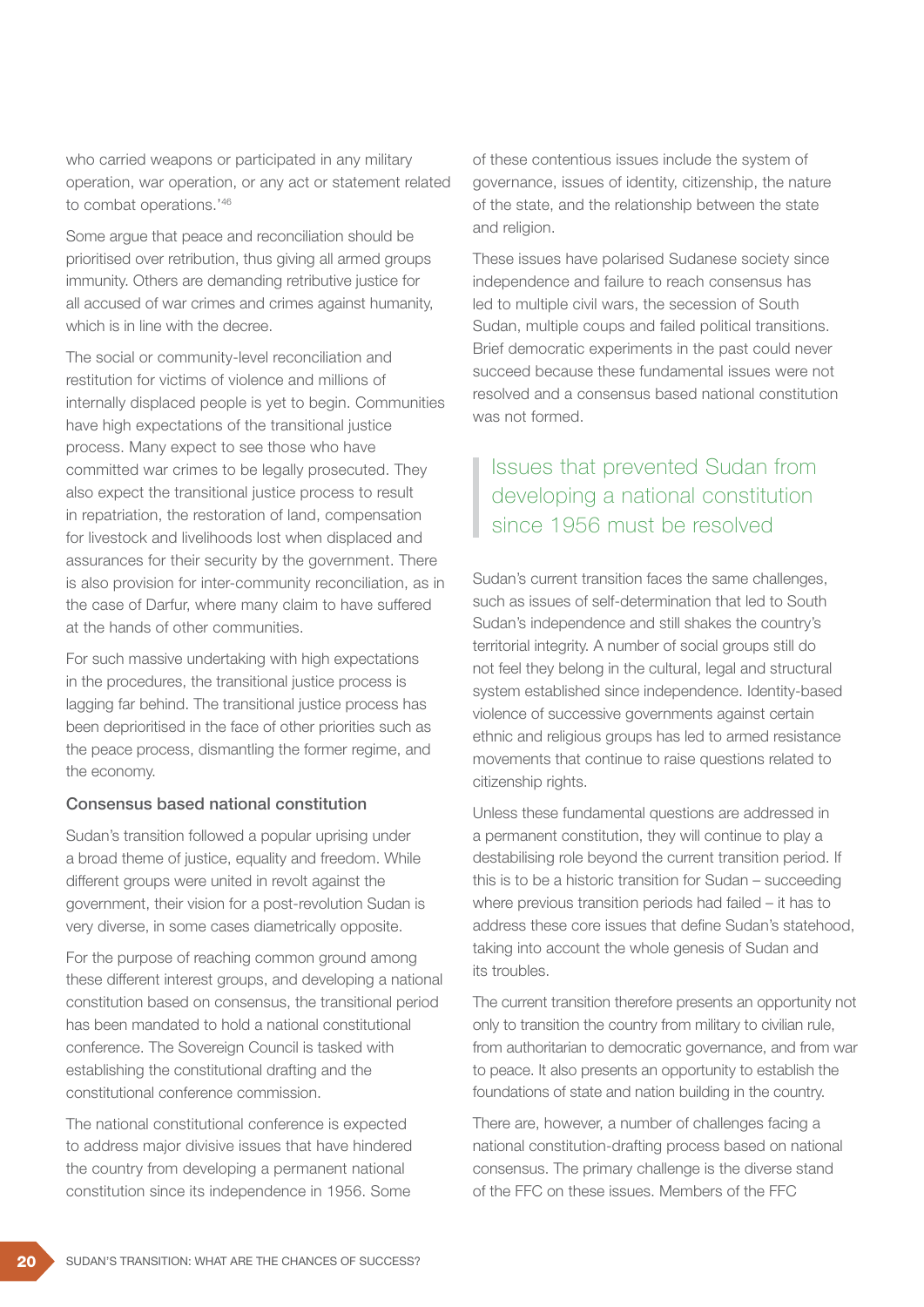who carried weapons or participated in any military operation, war operation, or any act or statement related to combat operations.'[46]

Some argue that peace and reconciliation should be prioritised over retribution, thus giving all armed groups immunity. Others are demanding retributive justice for all accused of war crimes and crimes against humanity, which is in line with the decree.

The social or community-level reconciliation and restitution for victims of violence and millions of internally displaced people is yet to begin. Communities have high expectations of the transitional justice process. Many expect to see those who have committed war crimes to be legally prosecuted. They also expect the transitional justice process to result in repatriation, the restoration of land, compensation for livestock and livelihoods lost when displaced and assurances for their security by the government. There is also provision for inter-community reconciliation, as in the case of Darfur, where many claim to have suffered at the hands of other communities.

For such massive undertaking with high expectations in the procedures, the transitional justice process is lagging far behind. The transitional justice process has been deprioritised in the face of other priorities such as the peace process, dismantling the former regime, and the economy.

### Consensus based national constitution

Sudan's transition followed a popular uprising under a broad theme of justice, equality and freedom. While different groups were united in revolt against the government, their vision for a post-revolution Sudan is very diverse, in some cases diametrically opposite.

For the purpose of reaching common ground among these different interest groups, and developing a national constitution based on consensus, the transitional period has been mandated to hold a national constitutional conference. The Sovereign Council is tasked with establishing the constitutional drafting and the constitutional conference commission.

The national constitutional conference is expected to address major divisive issues that have hindered the country from developing a permanent national constitution since its independence in 1956. Some of these contentious issues include the system of governance, issues of identity, citizenship, the nature of the state, and the relationship between the state and religion.

These issues have polarised Sudanese society since independence and failure to reach consensus has led to multiple civil wars, the secession of South Sudan, multiple coups and failed political transitions. Brief democratic experiments in the past could never succeed because these fundamental issues were not resolved and a consensus based national constitution was not formed.

> Issues that prevented Sudan from developing a national constitution since 1956 must be resolved

Sudan's current transition faces the same challenges, such as issues of self-determination that led to South Sudan's independence and still shakes the country's territorial integrity. A number of social groups still do not feel they belong in the cultural, legal and structural system established since independence. Identity-based violence of successive governments against certain ethnic and religious groups has led to armed resistance movements that continue to raise questions related to citizenship rights.

Unless these fundamental questions are addressed in a permanent constitution, they will continue to play a destabilising role beyond the current transition period. If this is to be a historic transition for Sudan – succeeding where previous transition periods had failed – it has to address these core issues that define Sudan's statehood, taking into account the whole genesis of Sudan and its troubles.

The current transition therefore presents an opportunity not only to transition the country from military to civilian rule, from authoritarian to democratic governance, and from war to peace. It also presents an opportunity to establish the foundations of state and nation building in the country.

There are, however, a number of challenges facing a national constitution-drafting process based on national consensus. The primary challenge is the diverse stand of the FFC on these issues. Members of the FFC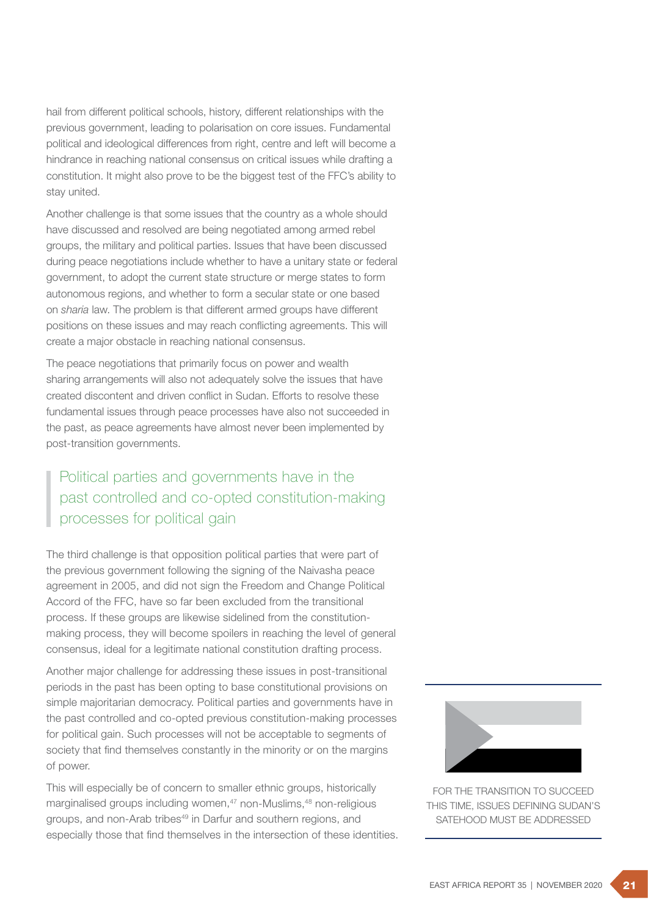hail from different political schools, history, different relationships with the previous government, leading to polarisation on core issues. Fundamental political and ideological differences from right, centre and left will become a hindrance in reaching national consensus on critical issues while drafting a constitution. It might also prove to be the biggest test of the FFC's ability to stay united.

Another challenge is that some issues that the country as a whole should have discussed and resolved are being negotiated among armed rebel groups, the military and political parties. Issues that have been discussed during peace negotiations include whether to have a unitary state or federal government, to adopt the current state structure or merge states to form autonomous regions, and whether to form a secular state or one based on *sharia* law. The problem is that different armed groups have different positions on these issues and may reach conflicting agreements. This will create a major obstacle in reaching national consensus.

The peace negotiations that primarily focus on power and wealth sharing arrangements will also not adequately solve the issues that have created discontent and driven conflict in Sudan. Efforts to resolve these fundamental issues through peace processes have also not succeeded in the past, as peace agreements have almost never been implemented by post-transition governments.

> Political parties and governments have in the past controlled and co-opted constitution-making processes for political gain

The third challenge is that opposition political parties that were part of the previous government following the signing of the Naivasha peace agreement in 2005, and did not sign the Freedom and Change Political Accord of the FFC, have so far been excluded from the transitional process. If these groups are likewise sidelined from the constitution-making process, they will become spoilers in reaching the level of general consensus, ideal for a legitimate national constitution drafting process.

Another major challenge for addressing these issues in post-transitional periods in the past has been opting to base constitutional provisions on simple majoritarian democracy. Political parties and governments have in the past controlled and co-opted previous constitution-making processes for political gain. Such processes will not be acceptable to segments of society that find themselves constantly in the minority or on the margins of power.

This will especially be of concern to smaller ethnic groups, historically marginalised groups including women,[47] non-Muslims,[48] non-religious groups, and non-Arab tribes[49] in Darfur and southern regions, and especially those that find themselves in the intersection of these identities.

FOR THE TRANSITION TO SUCCEED THIS TIME, ISSUES DEFINING SUDAN'S SATEHOOD MUST BE ADDRESSED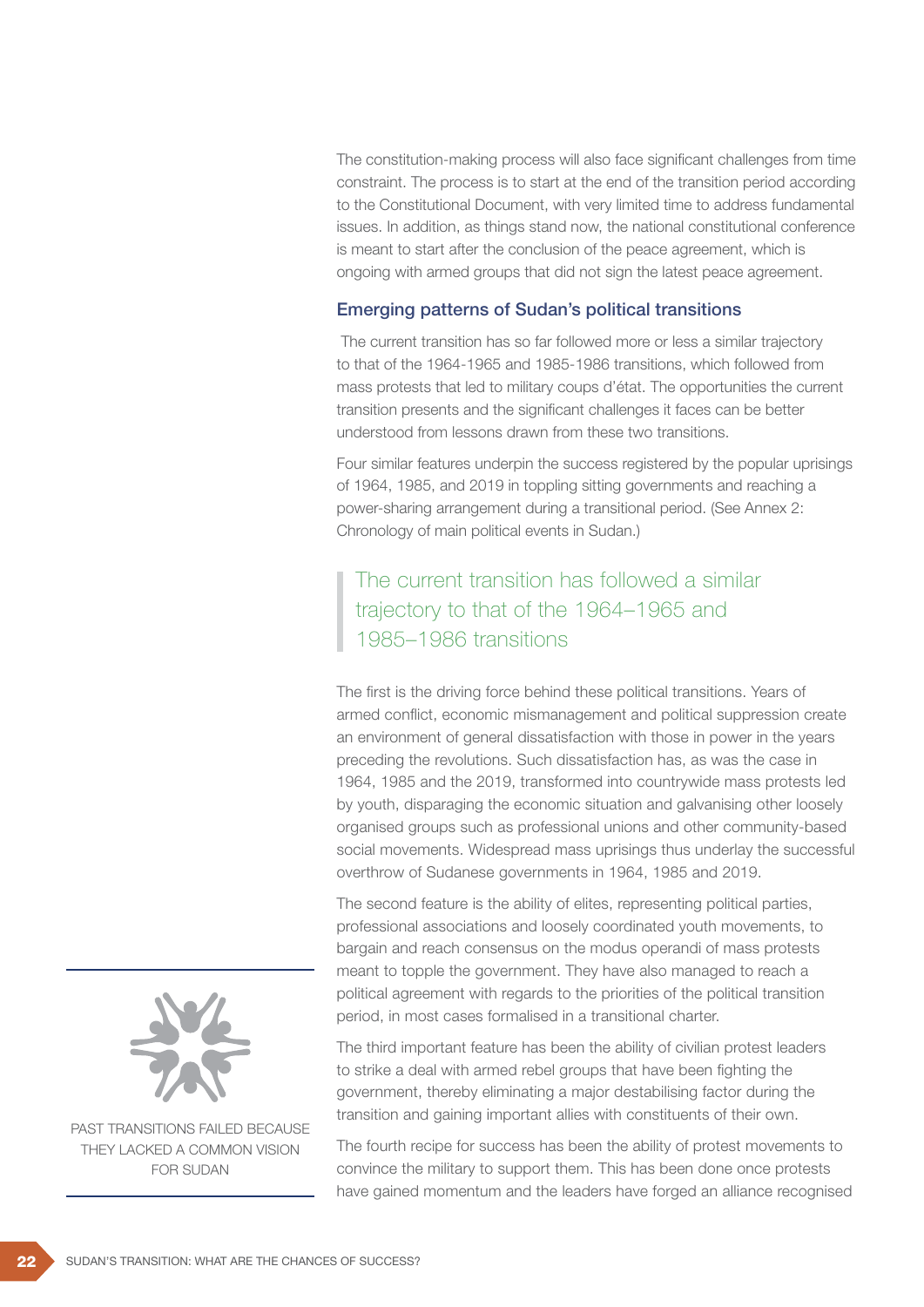The constitution-making process will also face significant challenges from time constraint. The process is to start at the end of the transition period according to the Constitutional Document, with very limited time to address fundamental issues. In addition, as things stand now, the national constitutional conference is meant to start after the conclusion of the peace agreement, which is ongoing with armed groups that did not sign the latest peace agreement.

## Emerging patterns of Sudan's political transitions

The current transition has so far followed more or less a similar trajectory to that of the 1964-1965 and 1985-1986 transitions, which followed from mass protests that led to military coups d'état. The opportunities the current transition presents and the significant challenges it faces can be better understood from lessons drawn from these two transitions.

Four similar features underpin the success registered by the popular uprisings of 1964, 1985, and 2019 in toppling sitting governments and reaching a power-sharing arrangement during a transitional period. (See Annex 2: Chronology of main political events in Sudan.)

> The current transition has followed a similar trajectory to that of the 1964–1965 and 1985–1986 transitions

The first is the driving force behind these political transitions. Years of armed conflict, economic mismanagement and political suppression create an environment of general dissatisfaction with those in power in the years preceding the revolutions. Such dissatisfaction has, as was the case in 1964, 1985 and the 2019, transformed into countrywide mass protests led by youth, disparaging the economic situation and galvanising other loosely organised groups such as professional unions and other community-based social movements. Widespread mass uprisings thus underlay the successful overthrow of Sudanese governments in 1964, 1985 and 2019.

The second feature is the ability of elites, representing political parties, professional associations and loosely coordinated youth movements, to bargain and reach consensus on the modus operandi of mass protests meant to topple the government. They have also managed to reach a political agreement with regards to the priorities of the political transition period, in most cases formalised in a transitional charter.

The third important feature has been the ability of civilian protest leaders to strike a deal with armed rebel groups that have been fighting the government, thereby eliminating a major destabilising factor during the transition and gaining important allies with constituents of their own.

The fourth recipe for success has been the ability of protest movements to convince the military to support them. This has been done once protests have gained momentum and the leaders have forged an alliance recognised

PAST TRANSITIONS FAILED BECAUSE THEY LACKED A COMMON VISION FOR SUDAN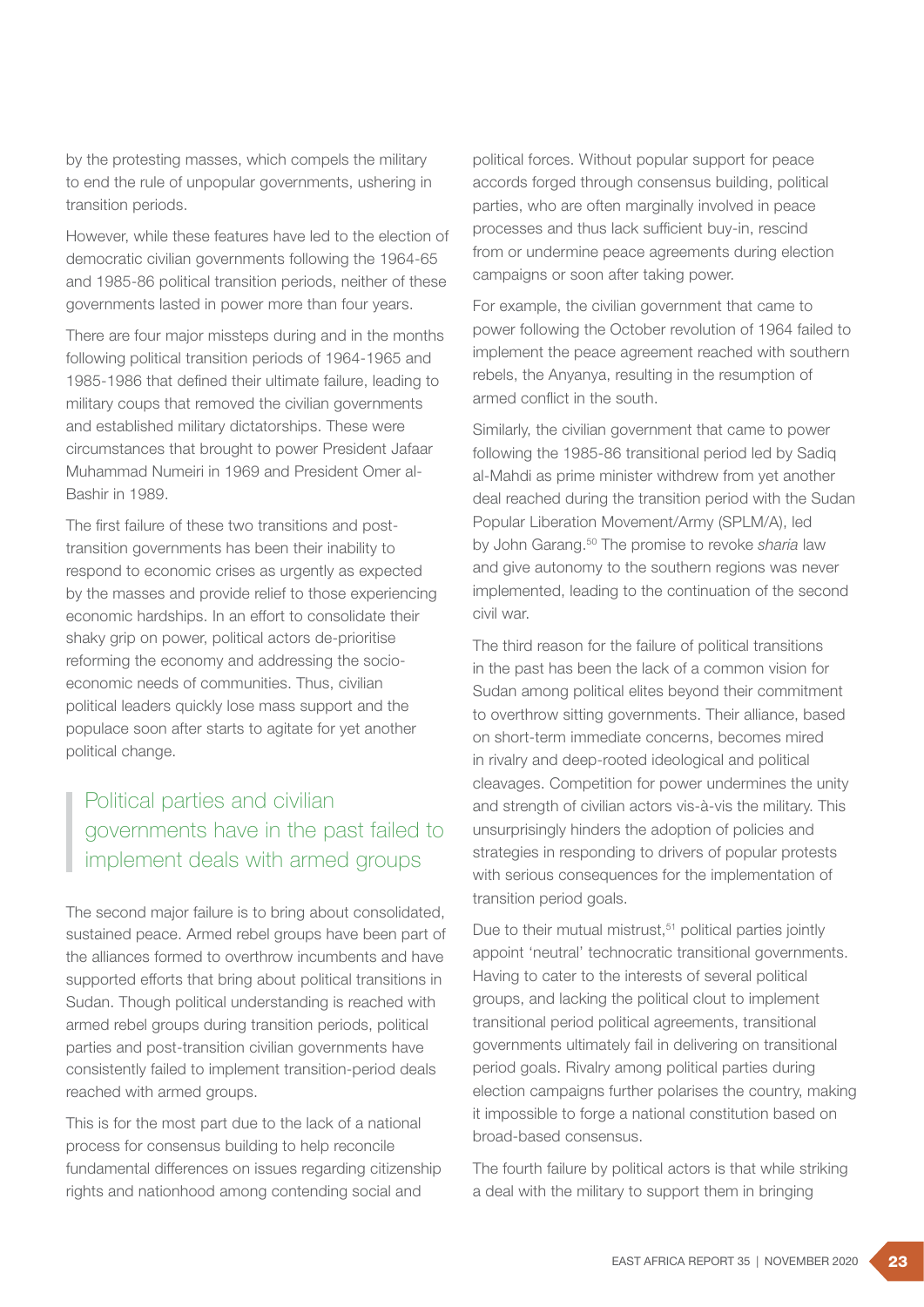by the protesting masses, which compels the military to end the rule of unpopular governments, ushering in transition periods.

However, while these features have led to the election of democratic civilian governments following the 1964-65 and 1985-86 political transition periods, neither of these governments lasted in power more than four years.

There are four major missteps during and in the months following political transition periods of 1964-1965 and 1985-1986 that defined their ultimate failure, leading to military coups that removed the civilian governments and established military dictatorships. These were circumstances that brought to power President Jafaar Muhammad Numeiri in 1969 and President Omer al-Bashir in 1989.

The first failure of these two transitions and post-transition governments has been their inability to respond to economic crises as urgently as expected by the masses and provide relief to those experiencing economic hardships. In an effort to consolidate their shaky grip on power, political actors de-prioritise reforming the economy and addressing the socio-economic needs of communities. Thus, civilian political leaders quickly lose mass support and the populace soon after starts to agitate for yet another political change.

> Political parties and civilian governments have in the past failed to implement deals with armed groups

The second major failure is to bring about consolidated, sustained peace. Armed rebel groups have been part of the alliances formed to overthrow incumbents and have supported efforts that bring about political transitions in Sudan. Though political understanding is reached with armed rebel groups during transition periods, political parties and post-transition civilian governments have consistently failed to implement transition-period deals reached with armed groups.

This is for the most part due to the lack of a national process for consensus building to help reconcile fundamental differences on issues regarding citizenship rights and nationhood among contending social and political forces. Without popular support for peace accords forged through consensus building, political parties, who are often marginally involved in peace processes and thus lack sufficient buy-in, rescind from or undermine peace agreements during election campaigns or soon after taking power.

For example, the civilian government that came to power following the October revolution of 1964 failed to implement the peace agreement reached with southern rebels, the Anyanya, resulting in the resumption of armed conflict in the south.

Similarly, the civilian government that came to power following the 1985-86 transitional period led by Sadiq al-Mahdi as prime minister withdrew from yet another deal reached during the transition period with the Sudan Popular Liberation Movement/Army (SPLM/A), led by John Garang.[50] The promise to revoke *sharia* law and give autonomy to the southern regions was never implemented, leading to the continuation of the second civil war.

The third reason for the failure of political transitions in the past has been the lack of a common vision for Sudan among political elites beyond their commitment to overthrow sitting governments. Their alliance, based on short-term immediate concerns, becomes mired in rivalry and deep-rooted ideological and political cleavages. Competition for power undermines the unity and strength of civilian actors vis-à-vis the military. This unsurprisingly hinders the adoption of policies and strategies in responding to drivers of popular protests with serious consequences for the implementation of transition period goals.

Due to their mutual mistrust,[51] political parties jointly appoint 'neutral' technocratic transitional governments. Having to cater to the interests of several political groups, and lacking the political clout to implement transitional period political agreements, transitional governments ultimately fail in delivering on transitional period goals. Rivalry among political parties during election campaigns further polarises the country, making it impossible to forge a national constitution based on broad-based consensus.

The fourth failure by political actors is that while striking a deal with the military to support them in bringing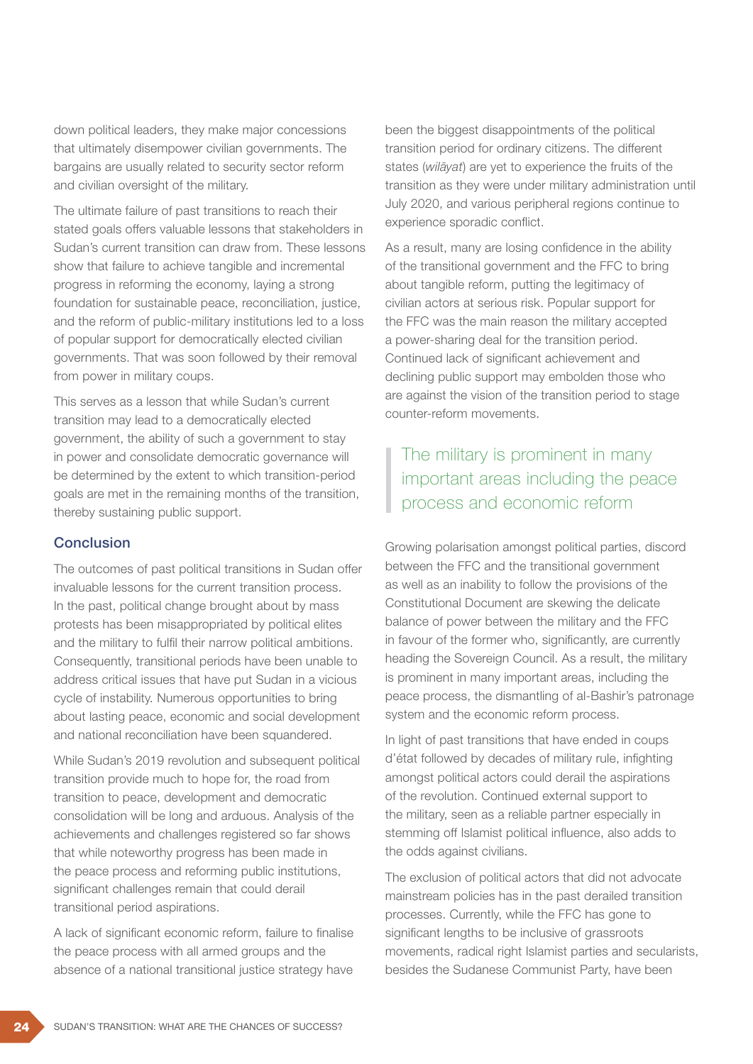down political leaders, they make major concessions that ultimately disempower civilian governments. The bargains are usually related to security sector reform and civilian oversight of the military.

The ultimate failure of past transitions to reach their stated goals offers valuable lessons that stakeholders in Sudan's current transition can draw from. These lessons show that failure to achieve tangible and incremental progress in reforming the economy, laying a strong foundation for sustainable peace, reconciliation, justice, and the reform of public-military institutions led to a loss of popular support for democratically elected civilian governments. That was soon followed by their removal from power in military coups.

This serves as a lesson that while Sudan's current transition may lead to a democratically elected government, the ability of such a government to stay in power and consolidate democratic governance will be determined by the extent to which transition-period goals are met in the remaining months of the transition, thereby sustaining public support.

## Conclusion

The outcomes of past political transitions in Sudan offer invaluable lessons for the current transition process. In the past, political change brought about by mass protests has been misappropriated by political elites and the military to fulfil their narrow political ambitions. Consequently, transitional periods have been unable to address critical issues that have put Sudan in a vicious cycle of instability. Numerous opportunities to bring about lasting peace, economic and social development and national reconciliation have been squandered.

While Sudan's 2019 revolution and subsequent political transition provide much to hope for, the road from transition to peace, development and democratic consolidation will be long and arduous. Analysis of the achievements and challenges registered so far shows that while noteworthy progress has been made in the peace process and reforming public institutions, significant challenges remain that could derail transitional period aspirations.

A lack of significant economic reform, failure to finalise the peace process with all armed groups and the absence of a national transitional justice strategy have been the biggest disappointments of the political transition period for ordinary citizens. The different states (*wilāyat*) are yet to experience the fruits of the transition as they were under military administration until July 2020, and various peripheral regions continue to experience sporadic conflict.

As a result, many are losing confidence in the ability of the transitional government and the FFC to bring about tangible reform, putting the legitimacy of civilian actors at serious risk. Popular support for the FFC was the main reason the military accepted a power-sharing deal for the transition period. Continued lack of significant achievement and declining public support may embolden those who are against the vision of the transition period to stage counter-reform movements.

> The military is prominent in many important areas including the peace process and economic reform

Growing polarisation amongst political parties, discord between the FFC and the transitional government as well as an inability to follow the provisions of the Constitutional Document are skewing the delicate balance of power between the military and the FFC in favour of the former who, significantly, are currently heading the Sovereign Council. As a result, the military is prominent in many important areas, including the peace process, the dismantling of al-Bashir's patronage system and the economic reform process.

In light of past transitions that have ended in coups d'état followed by decades of military rule, infighting amongst political actors could derail the aspirations of the revolution. Continued external support to the military, seen as a reliable partner especially in stemming off Islamist political influence, also adds to the odds against civilians.

The exclusion of political actors that did not advocate mainstream policies has in the past derailed transition processes. Currently, while the FFC has gone to significant lengths to be inclusive of grassroots movements, radical right Islamist parties and secularists, besides the Sudanese Communist Party, have been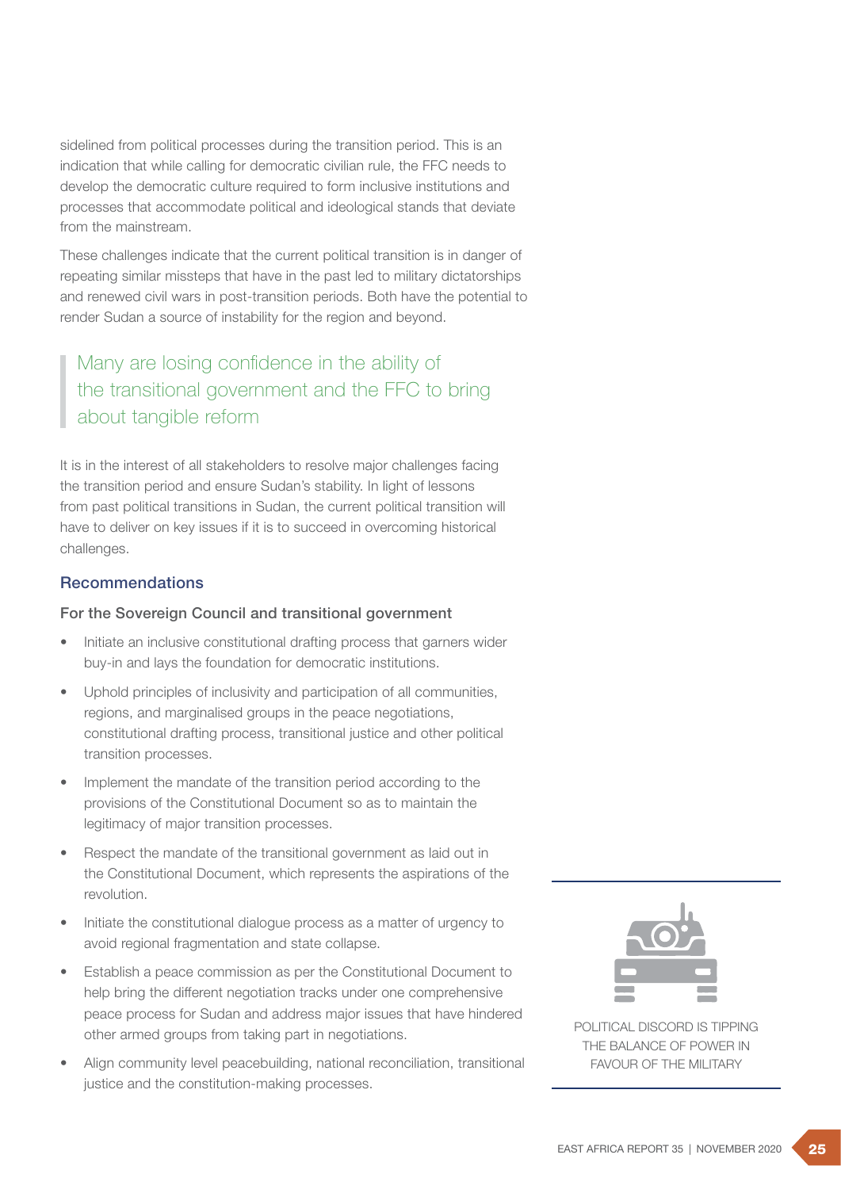sidelined from political processes during the transition period. This is an indication that while calling for democratic civilian rule, the FFC needs to develop the democratic culture required to form inclusive institutions and processes that accommodate political and ideological stands that deviate from the mainstream.

These challenges indicate that the current political transition is in danger of repeating similar missteps that have in the past led to military dictatorships and renewed civil wars in post-transition periods. Both have the potential to render Sudan a source of instability for the region and beyond.

> Many are losing confidence in the ability of the transitional government and the FFC to bring about tangible reform

It is in the interest of all stakeholders to resolve major challenges facing the transition period and ensure Sudan's stability. In light of lessons from past political transitions in Sudan, the current political transition will have to deliver on key issues if it is to succeed in overcoming historical challenges.

## Recommendations

### For the Sovereign Council and transitional government

- Initiate an inclusive constitutional drafting process that garners wider buy-in and lays the foundation for democratic institutions.
- Uphold principles of inclusivity and participation of all communities, regions, and marginalised groups in the peace negotiations, constitutional drafting process, transitional justice and other political transition processes.
- Implement the mandate of the transition period according to the provisions of the Constitutional Document so as to maintain the legitimacy of major transition processes.
- Respect the mandate of the transitional government as laid out in the Constitutional Document, which represents the aspirations of the revolution.
- Initiate the constitutional dialogue process as a matter of urgency to avoid regional fragmentation and state collapse.
- Establish a peace commission as per the Constitutional Document to help bring the different negotiation tracks under one comprehensive peace process for Sudan and address major issues that have hindered other armed groups from taking part in negotiations.
- Align community level peacebuilding, national reconciliation, transitional justice and the constitution-making processes.

POLITICAL DISCORD IS TIPPING THE BALANCE OF POWER IN FAVOUR OF THE MILITARY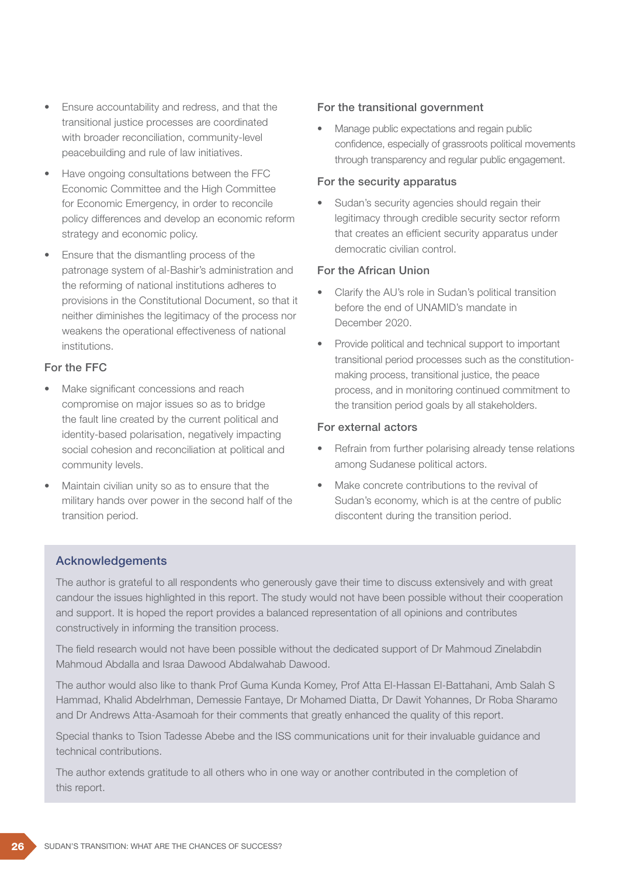- Ensure accountability and redress, and that the transitional justice processes are coordinated with broader reconciliation, community-level peacebuilding and rule of law initiatives.
- Have ongoing consultations between the FFC Economic Committee and the High Committee for Economic Emergency, in order to reconcile policy differences and develop an economic reform strategy and economic policy.
- Ensure that the dismantling process of the patronage system of al-Bashir's administration and the reforming of national institutions adheres to provisions in the Constitutional Document, so that it neither diminishes the legitimacy of the process nor weakens the operational effectiveness of national institutions.

### For the FFC

- Make significant concessions and reach compromise on major issues so as to bridge the fault line created by the current political and identity-based polarisation, negatively impacting social cohesion and reconciliation at political and community levels.
- Maintain civilian unity so as to ensure that the military hands over power in the second half of the transition period.

### For the transitional government

- Manage public expectations and regain public confidence, especially of grassroots political movements through transparency and regular public engagement.

### For the security apparatus

- Sudan's security agencies should regain their legitimacy through credible security sector reform that creates an efficient security apparatus under democratic civilian control.

### For the African Union

- Clarify the AU's role in Sudan's political transition before the end of UNAMID's mandate in December 2020.
- Provide political and technical support to important transitional period processes such as the constitution-making process, transitional justice, the peace process, and in monitoring continued commitment to the transition period goals by all stakeholders.

### For external actors

- Refrain from further polarising already tense relations among Sudanese political actors.
- Make concrete contributions to the revival of Sudan's economy, which is at the centre of public discontent during the transition period.

## Acknowledgements

The author is grateful to all respondents who generously gave their time to discuss extensively and with great candour the issues highlighted in this report. The study would not have been possible without their cooperation and support. It is hoped the report provides a balanced representation of all opinions and contributes constructively in informing the transition process.

The field research would not have been possible without the dedicated support of Dr Mahmoud Zinelabdin Mahmoud Abdalla and Israa Dawood Abdalwahab Dawood.

The author would also like to thank Prof Guma Kunda Komey, Prof Atta El-Hassan El-Battahani, Amb Salah S Hammad, Khalid Abdelrhman, Demessie Fantaye, Dr Mohamed Diatta, Dr Dawit Yohannes, Dr Roba Sharamo and Dr Andrews Atta-Asamoah for their comments that greatly enhanced the quality of this report.

Special thanks to Tsion Tadesse Abebe and the ISS communications unit for their invaluable guidance and technical contributions.

The author extends gratitude to all others who in one way or another contributed in the completion of this report.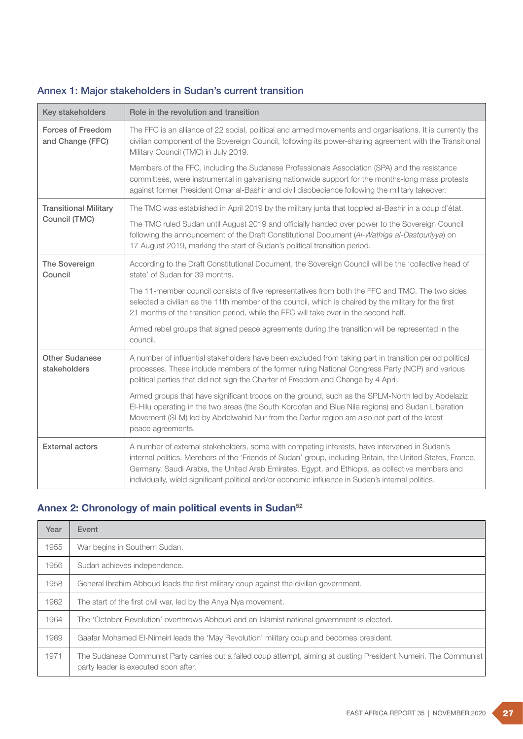## Annex 1: Major stakeholders in Sudan's current transition

| Key stakeholders | Role in the revolution and transition |
|---|---|
| Forces of Freedom and Change (FFC) | The FFC is an alliance of 22 social, political and armed movements and organisations. It is currently the civilian component of the Sovereign Council, following its power-sharing agreement with the Transitional Military Council (TMC) in July 2019.<br><br>Members of the FFC, including the Sudanese Professionals Association (SPA) and the resistance committees, were instrumental in galvanising nationwide support for the months-long mass protests against former President Omar al-Bashir and civil disobedience following the military takeover. |
| Transitional Military Council (TMC) | The TMC was established in April 2019 by the military junta that toppled al-Bashir in a coup d'état.<br><br>The TMC ruled Sudan until August 2019 and officially handed over power to the Sovereign Council following the announcement of the Draft Constitutional Document (*Al-Wathiga al-Dastouriyya*) on 17 August 2019, marking the start of Sudan's political transition period. |
| The Sovereign Council | According to the Draft Constitutional Document, the Sovereign Council will be the 'collective head of state' of Sudan for 39 months.<br><br>The 11-member council consists of five representatives from both the FFC and TMC. The two sides selected a civilian as the 11th member of the council, which is chaired by the military for the first 21 months of the transition period, while the FFC will take over in the second half.<br><br>Armed rebel groups that signed peace agreements during the transition will be represented in the council. |
| Other Sudanese stakeholders | A number of influential stakeholders have been excluded from taking part in transition period political processes. These include members of the former ruling National Congress Party (NCP) and various political parties that did not sign the Charter of Freedom and Change by 4 April.<br><br>Armed groups that have significant troops on the ground, such as the SPLM-North led by Abdelaziz El-Hilu operating in the two areas (the South Kordofan and Blue Nile regions) and Sudan Liberation Movement (SLM) led by Abdelwahid Nur from the Darfur region are also not part of the latest peace agreements. |
| External actors | A number of external stakeholders, some with competing interests, have intervened in Sudan's internal politics. Members of the 'Friends of Sudan' group, including Britain, the United States, France, Germany, Saudi Arabia, the United Arab Emirates, Egypt, and Ethiopia, as collective members and individually, wield significant political and/or economic influence in Sudan's internal politics. |

## Annex 2: Chronology of main political events in Sudan[52]

| Year | Event |
|---|---|
| 1955 | War begins in Southern Sudan. |
| 1956 | Sudan achieves independence. |
| 1958 | General Ibrahim Abboud leads the first military coup against the civilian government. |
| 1962 | The start of the first civil war, led by the Anya Nya movement. |
| 1964 | The 'October Revolution' overthrows Abboud and an Islamist national government is elected. |
| 1969 | Gaafar Mohamed El-Nimeiri leads the 'May Revolution' military coup and becomes president. |
| 1971 | The Sudanese Communist Party carries out a failed coup attempt, aiming at ousting President Numeiri. The Communist party leader is executed soon after. |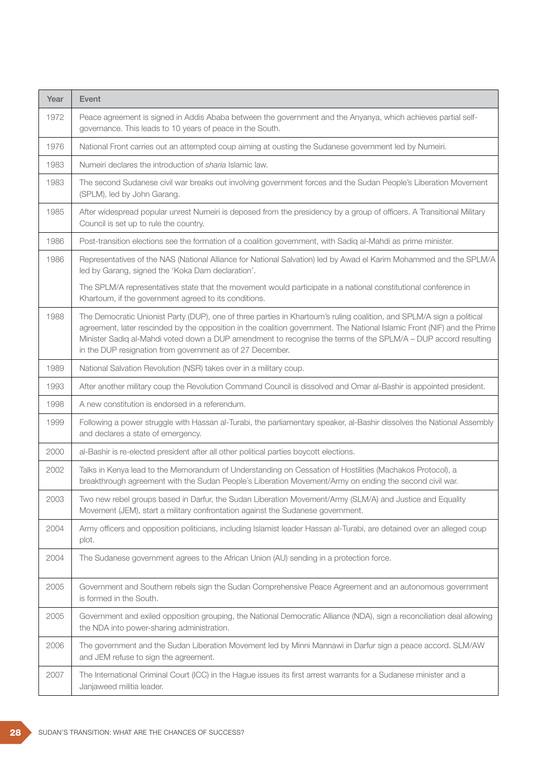| Year | Event |
|---|---|
| 1972 | Peace agreement is signed in Addis Ababa between the government and the Anyanya, which achieves partial self-governance. This leads to 10 years of peace in the South. |
| 1976 | National Front carries out an attempted coup aiming at ousting the Sudanese government led by Numeiri. |
| 1983 | Numeiri declares the introduction of *sharia* Islamic law. |
| 1983 | The second Sudanese civil war breaks out involving government forces and the Sudan People's Liberation Movement (SPLM), led by John Garang. |
| 1985 | After widespread popular unrest Numeiri is deposed from the presidency by a group of officers. A Transitional Military Council is set up to rule the country. |
| 1986 | Post-transition elections see the formation of a coalition government, with Sadiq al-Mahdi as prime minister. |
| 1986 | Representatives of the NAS (National Alliance for National Salvation) led by Awad el Karim Mohammed and the SPLM/A led by Garang, signed the 'Koka Dam declaration'.<br><br>The SPLM/A representatives state that the movement would participate in a national constitutional conference in Khartoum, if the government agreed to its conditions. |
| 1988 | The Democratic Unionist Party (DUP), one of three parties in Khartoum's ruling coalition, and SPLM/A sign a political agreement, later rescinded by the opposition in the coalition government. The National Islamic Front (NIF) and the Prime Minister Sadiq al-Mahdi voted down a DUP amendment to recognise the terms of the SPLM/A – DUP accord resulting in the DUP resignation from government as of 27 December. |
| 1989 | National Salvation Revolution (NSR) takes over in a military coup. |
| 1993 | After another military coup the Revolution Command Council is dissolved and Omar al-Bashir is appointed president. |
| 1998 | A new constitution is endorsed in a referendum. |
| 1999 | Following a power struggle with Hassan al-Turabi, the parliamentary speaker, al-Bashir dissolves the National Assembly and declares a state of emergency. |
| 2000 | al-Bashir is re-elected president after all other political parties boycott elections. |
| 2002 | Talks in Kenya lead to the Memorandum of Understanding on Cessation of Hostilities (Machakos Protocol), a breakthrough agreement with the Sudan People's Liberation Movement/Army on ending the second civil war. |
| 2003 | Two new rebel groups based in Darfur, the Sudan Liberation Movement/Army (SLM/A) and Justice and Equality Movement (JEM), start a military confrontation against the Sudanese government. |
| 2004 | Army officers and opposition politicians, including Islamist leader Hassan al-Turabi, are detained over an alleged coup plot. |
| 2004 | The Sudanese government agrees to the African Union (AU) sending in a protection force. |
| 2005 | Government and Southern rebels sign the Sudan Comprehensive Peace Agreement and an autonomous government is formed in the South. |
| 2005 | Government and exiled opposition grouping, the National Democratic Alliance (NDA), sign a reconciliation deal allowing the NDA into power-sharing administration. |
| 2006 | The government and the Sudan Liberation Movement led by Minni Mannawi in Darfur sign a peace accord. SLM/AW and JEM refuse to sign the agreement. |
| 2007 | The International Criminal Court (ICC) in the Hague issues its first arrest warrants for a Sudanese minister and a Janjaweed militia leader. |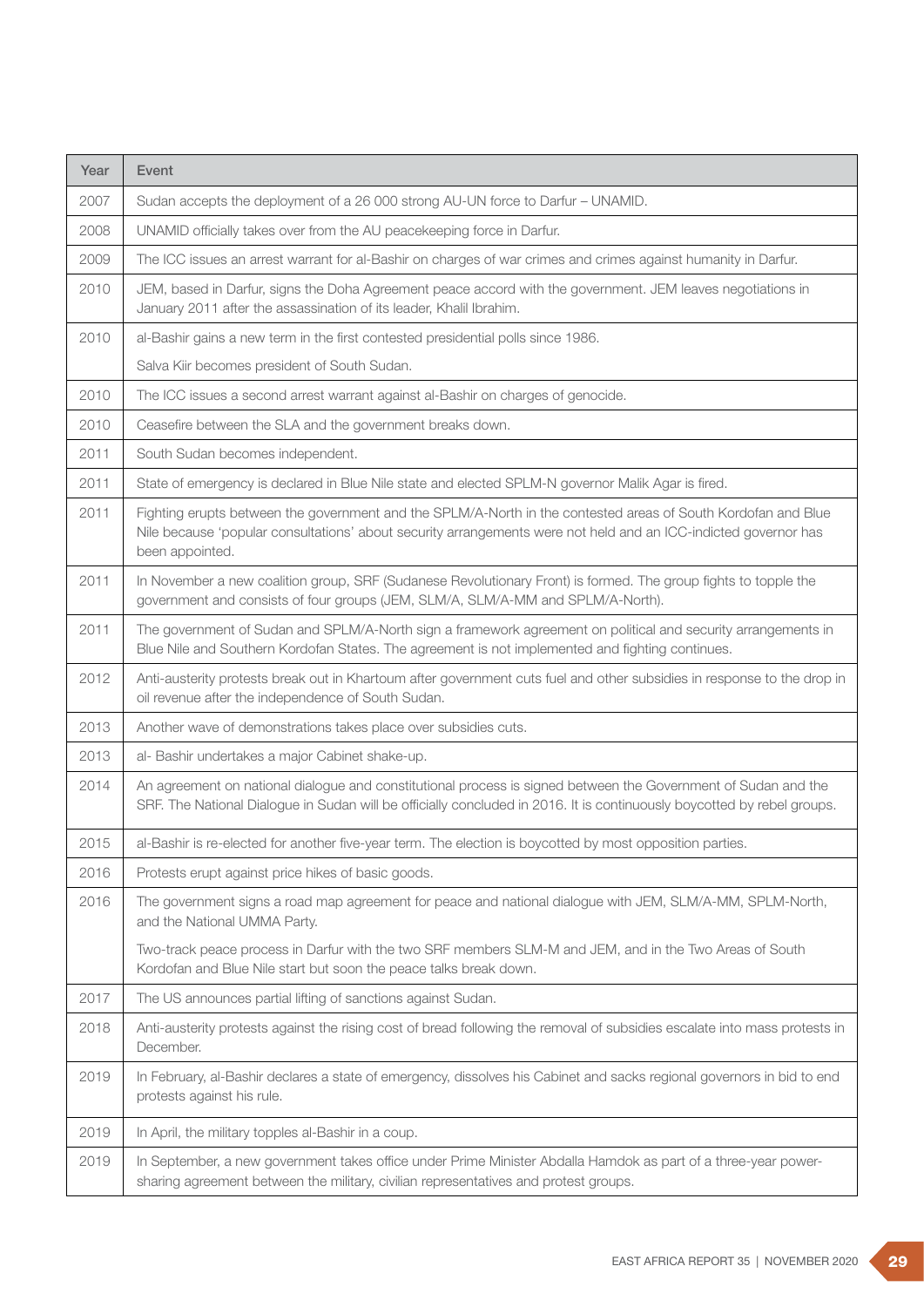| Year | Event |
|---|---|
| 2007 | Sudan accepts the deployment of a 26 000 strong AU-UN force to Darfur – UNAMID. |
| 2008 | UNAMID officially takes over from the AU peacekeeping force in Darfur. |
| 2009 | The ICC issues an arrest warrant for al-Bashir on charges of war crimes and crimes against humanity in Darfur. |
| 2010 | JEM, based in Darfur, signs the Doha Agreement peace accord with the government. JEM leaves negotiations in January 2011 after the assassination of its leader, Khalil Ibrahim. |
| 2010 | al-Bashir gains a new term in the first contested presidential polls since 1986. Salva Kiir becomes president of South Sudan. |
| 2010 | The ICC issues a second arrest warrant against al-Bashir on charges of genocide. |
| 2010 | Ceasefire between the SLA and the government breaks down. |
| 2011 | South Sudan becomes independent. |
| 2011 | State of emergency is declared in Blue Nile state and elected SPLM-N governor Malik Agar is fired. |
| 2011 | Fighting erupts between the government and the SPLM/A-North in the contested areas of South Kordofan and Blue Nile because 'popular consultations' about security arrangements were not held and an ICC-indicted governor has been appointed. |
| 2011 | In November a new coalition group, SRF (Sudanese Revolutionary Front) is formed. The group fights to topple the government and consists of four groups (JEM, SLM/A, SLM/A-MM and SPLM/A-North). |
| 2011 | The government of Sudan and SPLM/A-North sign a framework agreement on political and security arrangements in Blue Nile and Southern Kordofan States. The agreement is not implemented and fighting continues. |
| 2012 | Anti-austerity protests break out in Khartoum after government cuts fuel and other subsidies in response to the drop in oil revenue after the independence of South Sudan. |
| 2013 | Another wave of demonstrations takes place over subsidies cuts. |
| 2013 | al- Bashir undertakes a major Cabinet shake-up. |
| 2014 | An agreement on national dialogue and constitutional process is signed between the Government of Sudan and the SRF. The National Dialogue in Sudan will be officially concluded in 2016. It is continuously boycotted by rebel groups. |
| 2015 | al-Bashir is re-elected for another five-year term. The election is boycotted by most opposition parties. |
| 2016 | Protests erupt against price hikes of basic goods. |
| 2016 | The government signs a road map agreement for peace and national dialogue with JEM, SLM/A-MM, SPLM-North, and the National UMMA Party. Two-track peace process in Darfur with the two SRF members SLM-M and JEM, and in the Two Areas of South Kordofan and Blue Nile start but soon the peace talks break down. |
| 2017 | The US announces partial lifting of sanctions against Sudan. |
| 2018 | Anti-austerity protests against the rising cost of bread following the removal of subsidies escalate into mass protests in December. |
| 2019 | In February, al-Bashir declares a state of emergency, dissolves his Cabinet and sacks regional governors in bid to end protests against his rule. |
| 2019 | In April, the military topples al-Bashir in a coup. |
| 2019 | In September, a new government takes office under Prime Minister Abdalla Hamdok as part of a three-year power-sharing agreement between the military, civilian representatives and protest groups. |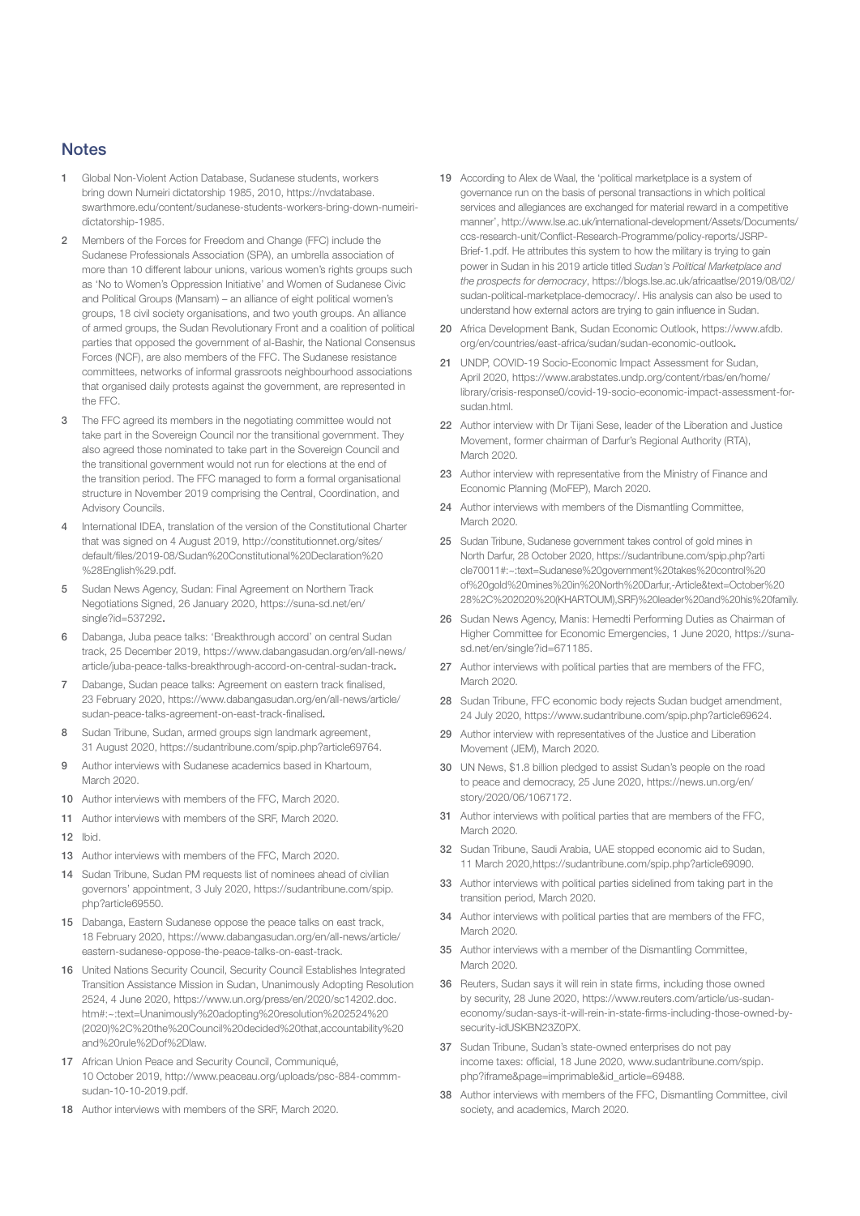## Notes

1. Global Non-Violent Action Database, Sudanese students, workers bring down Numeiri dictatorship 1985, 2010, https://nvdatabase.swarthmore.edu/content/sudanese-students-workers-bring-down-numeiri-dictatorship-1985.
2. Members of the Forces for Freedom and Change (FFC) include the Sudanese Professionals Association (SPA), an umbrella association of more than 10 different labour unions, various women's rights groups such as 'No to Women's Oppression Initiative' and Women of Sudanese Civic and Political Groups (Mansam) – an alliance of eight political women's groups, 18 civil society organisations, and two youth groups. An alliance of armed groups, the Sudan Revolutionary Front and a coalition of political parties that opposed the government of al-Bashir, the National Consensus Forces (NCF), are also members of the FFC. The Sudanese resistance committees, networks of informal grassroots neighbourhood associations that organised daily protests against the government, are represented in the FFC.
3. The FFC agreed its members in the negotiating committee would not take part in the Sovereign Council nor the transitional government. They also agreed those nominated to take part in the Sovereign Council and the transitional government would not run for elections at the end of the transition period. The FFC managed to form a formal organisational structure in November 2019 comprising the Central, Coordination, and Advisory Councils.
4. International IDEA, translation of the version of the Constitutional Charter that was signed on 4 August 2019, http://constitutionnet.org/sites/default/files/2019-08/Sudan%20Constitutional%20Declaration%20%28English%29.pdf.
5. Sudan News Agency, Sudan: Final Agreement on Northern Track Negotiations Signed, 26 January 2020, https://suna-sd.net/en/single?id=537292.
6. Dabanga, Juba peace talks: 'Breakthrough accord' on central Sudan track, 25 December 2019, https://www.dabangasudan.org/en/all-news/article/juba-peace-talks-breakthrough-accord-on-central-sudan-track.
7. Dabange, Sudan peace talks: Agreement on eastern track finalised, 23 February 2020, https://www.dabangasudan.org/en/all-news/article/sudan-peace-talks-agreement-on-east-track-finalised.
8. Sudan Tribune, Sudan, armed groups sign landmark agreement, 31 August 2020, https://sudantribune.com/spip.php?article69764.
9. Author interviews with Sudanese academics based in Khartoum, March 2020.
10. Author interviews with members of the FFC, March 2020.
11. Author interviews with members of the SRF, March 2020.
12. Ibid.
13. Author interviews with members of the FFC, March 2020.
14. Sudan Tribune, Sudan PM requests list of nominees ahead of civilian governors' appointment, 3 July 2020, https://sudantribune.com/spip.php?article69550.
15. Dabanga, Eastern Sudanese oppose the peace talks on east track, 18 February 2020, https://www.dabangasudan.org/en/all-news/article/eastern-sudanese-oppose-the-peace-talks-on-east-track.
16. United Nations Security Council, Security Council Establishes Integrated Transition Assistance Mission in Sudan, Unanimously Adopting Resolution 2524, 4 June 2020, https://www.un.org/press/en/2020/sc14202.doc.htm#:~:text=Unanimously%20adopting%20resolution%202524%20(2020)%2C%20the%20Council%20decided%20that,accountability%20and%20rule%2Dof%2Dlaw.
17. African Union Peace and Security Council, Communiqué, 10 October 2019, http://www.peaceau.org/uploads/psc-884-commm-sudan-10-10-2019.pdf.
18. Author interviews with members of the SRF, March 2020.
19. According to Alex de Waal, the 'political marketplace is a system of governance run on the basis of personal transactions in which political services and allegiances are exchanged for material reward in a competitive manner', http://www.lse.ac.uk/international-development/Assets/Documents/ccs-research-unit/Conflict-Research-Programme/policy-reports/JSRP-Brief-1.pdf. He attributes this system to how the military is trying to gain power in Sudan in his 2019 article titled *Sudan's Political Marketplace and the prospects for democracy*, https://blogs.lse.ac.uk/africaatlse/2019/08/02/sudan-political-marketplace-democracy/. His analysis can also be used to understand how external actors are trying to gain influence in Sudan.
20. Africa Development Bank, Sudan Economic Outlook, https://www.afdb.org/en/countries/east-africa/sudan/sudan-economic-outlook.
21. UNDP, COVID-19 Socio-Economic Impact Assessment for Sudan, April 2020, https://www.arabstates.undp.org/content/rbas/en/home/library/crisis-response0/covid-19-socio-economic-impact-assessment-for-sudan.html.
22. Author interview with Dr Tijani Sese, leader of the Liberation and Justice Movement, former chairman of Darfur's Regional Authority (RTA), March 2020.
23. Author interview with representative from the Ministry of Finance and Economic Planning (MoFEP), March 2020.
24. Author interviews with members of the Dismantling Committee, March 2020.
25. Sudan Tribune, Sudanese government takes control of gold mines in North Darfur, 28 October 2020, https://sudantribune.com/spip.php?article70011#:~:text=Sudanese%20government%20takes%20control%20of%20gold%20mines%20in%20North%20Darfur,-Article&text=October%2028%2C%202020%20(KHARTOUM),SRF)%20leader%20and%20his%20family.
26. Sudan News Agency, Manis: Hemedti Performing Duties as Chairman of Higher Committee for Economic Emergencies, 1 June 2020, https://suna-sd.net/en/single?id=671185.
27. Author interviews with political parties that are members of the FFC, March 2020.
28. Sudan Tribune, FFC economic body rejects Sudan budget amendment, 24 July 2020, https://www.sudantribune.com/spip.php?article69624.
29. Author interview with representatives of the Justice and Liberation Movement (JEM), March 2020.
30. UN News, $1.8 billion pledged to assist Sudan's people on the road to peace and democracy, 25 June 2020, https://news.un.org/en/story/2020/06/1067172.
31. Author interviews with political parties that are members of the FFC, March 2020.
32. Sudan Tribune, Saudi Arabia, UAE stopped economic aid to Sudan, 11 March 2020,https://sudantribune.com/spip.php?article69090.
33. Author interviews with political parties sidelined from taking part in the transition period, March 2020.
34. Author interviews with political parties that are members of the FFC, March 2020.
35. Author interviews with a member of the Dismantling Committee, March 2020.
36. Reuters, Sudan says it will rein in state firms, including those owned by security, 28 June 2020, https://www.reuters.com/article/us-sudan-economy/sudan-says-it-will-rein-in-state-firms-including-those-owned-by-security-idUSKBN23Z0PX.
37. Sudan Tribune, Sudan's state-owned enterprises do not pay income taxes: official, 18 June 2020, www.sudantribune.com/spip.php?iframe&page=imprimable&id_article=69488.
38. Author interviews with members of the FFC, Dismantling Committee, civil society, and academics, March 2020.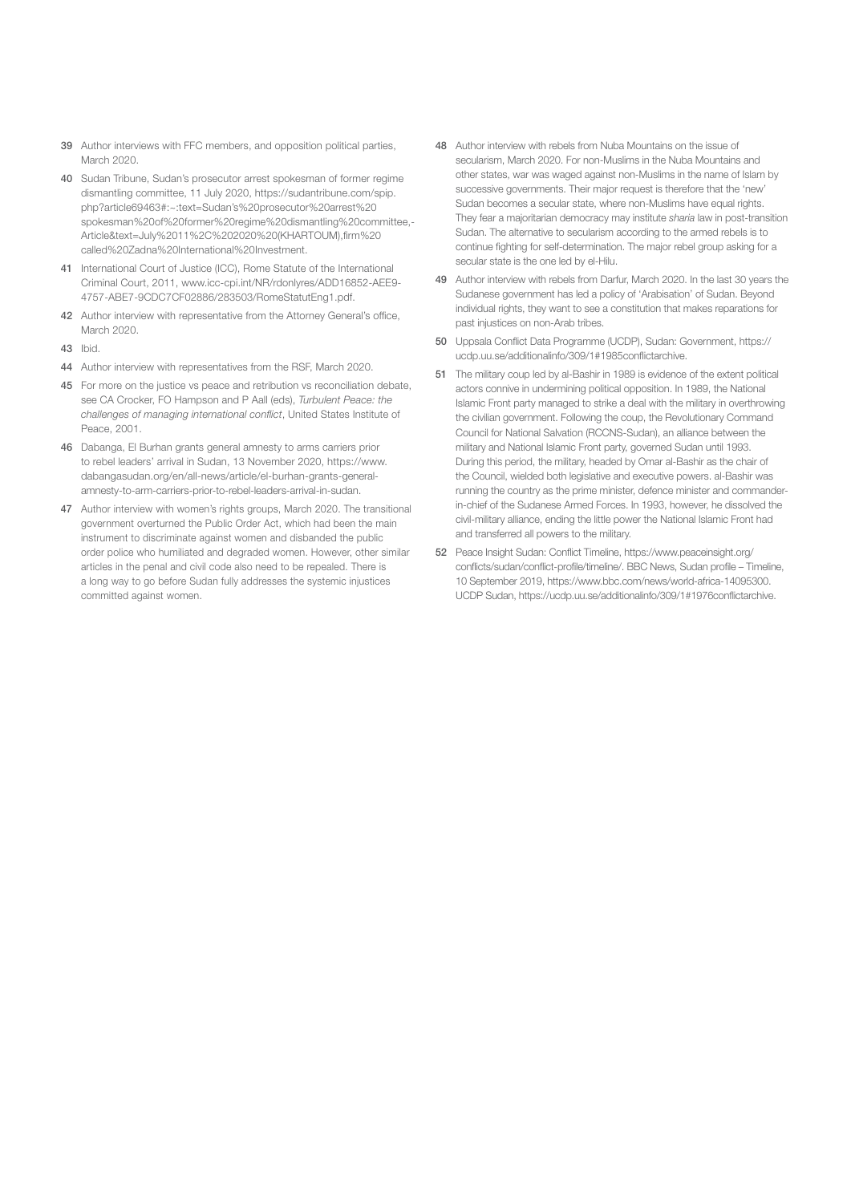39 Author interviews with FFC members, and opposition political parties, March 2020.

40 Sudan Tribune, Sudan's prosecutor arrest spokesman of former regime dismantling committee, 11 July 2020, https://sudantribune.com/spip.php?article69463#:~:text=Sudan's%20prosecutor%20arrest%20spokesman%20of%20former%20regime%20dismantling%20committee,-Article&text=July%2011%2C%202020%20(KHARTOUM),firm%20called%20Zadna%20International%20Investment.

41 International Court of Justice (ICC), Rome Statute of the International Criminal Court, 2011, www.icc-cpi.int/NR/rdonlyres/ADD16852-AEE9-4757-ABE7-9CDC7CF02886/283503/RomeStatutEng1.pdf.

42 Author interview with representative from the Attorney General's office, March 2020.

43 Ibid.

44 Author interview with representatives from the RSF, March 2020.

45 For more on the justice vs peace and retribution vs reconciliation debate, see CA Crocker, FO Hampson and P Aall (eds), *Turbulent Peace: the challenges of managing international conflict*, United States Institute of Peace, 2001.

46 Dabanga, El Burhan grants general amnesty to arms carriers prior to rebel leaders' arrival in Sudan, 13 November 2020, https://www.dabangasudan.org/en/all-news/article/el-burhan-grants-general-amnesty-to-arm-carriers-prior-to-rebel-leaders-arrival-in-sudan.

47 Author interview with women's rights groups, March 2020. The transitional government overturned the Public Order Act, which had been the main instrument to discriminate against women and disbanded the public order police who humiliated and degraded women. However, other similar articles in the penal and civil code also need to be repealed. There is a long way to go before Sudan fully addresses the systemic injustices committed against women.

48 Author interview with rebels from Nuba Mountains on the issue of secularism, March 2020. For non-Muslims in the Nuba Mountains and other states, war was waged against non-Muslims in the name of Islam by successive governments. Their major request is therefore that the 'new' Sudan becomes a secular state, where non-Muslims have equal rights. They fear a majoritarian democracy may institute *sharia* law in post-transition Sudan. The alternative to secularism according to the armed rebels is to continue fighting for self-determination. The major rebel group asking for a secular state is the one led by el-Hilu.

49 Author interview with rebels from Darfur, March 2020. In the last 30 years the Sudanese government has led a policy of 'Arabisation' of Sudan. Beyond individual rights, they want to see a constitution that makes reparations for past injustices on non-Arab tribes.

50 Uppsala Conflict Data Programme (UCDP), Sudan: Government, https://ucdp.uu.se/additionalinfo/309/1#1985conflictarchive.

51 The military coup led by al-Bashir in 1989 is evidence of the extent political actors connive in undermining political opposition. In 1989, the National Islamic Front party managed to strike a deal with the military in overthrowing the civilian government. Following the coup, the Revolutionary Command Council for National Salvation (RCCNS-Sudan), an alliance between the military and National Islamic Front party, governed Sudan until 1993. During this period, the military, headed by Omar al-Bashir as the chair of the Council, wielded both legislative and executive powers. al-Bashir was running the country as the prime minister, defence minister and commander-in-chief of the Sudanese Armed Forces. In 1993, however, he dissolved the civil-military alliance, ending the little power the National Islamic Front had and transferred all powers to the military.

52 Peace Insight Sudan: Conflict Timeline, https://www.peaceinsight.org/conflicts/sudan/conflict-profile/timeline/. BBC News, Sudan profile – Timeline, 10 September 2019, https://www.bbc.com/news/world-africa-14095300. UCDP Sudan, https://ucdp.uu.se/additionalinfo/309/1#1976conflictarchive.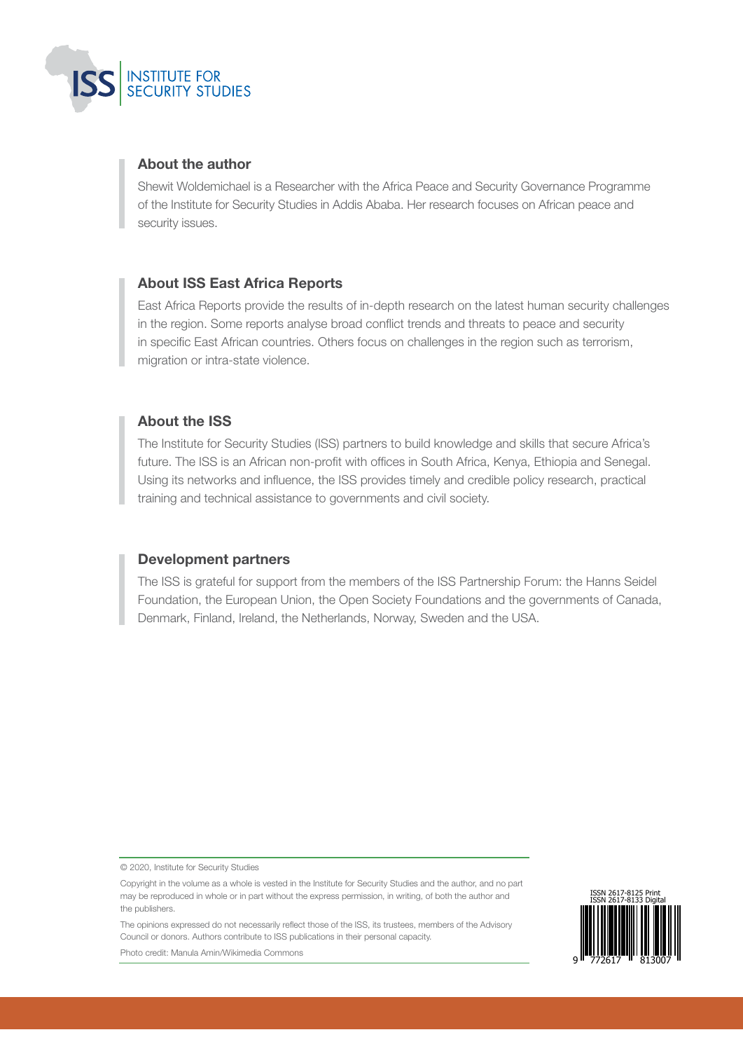INSTITUTE FOR SECURITY STUDIES

## About the author

Shewit Woldemichael is a Researcher with the Africa Peace and Security Governance Programme of the Institute for Security Studies in Addis Ababa. Her research focuses on African peace and security issues.

## About ISS East Africa Reports

East Africa Reports provide the results of in-depth research on the latest human security challenges in the region. Some reports analyse broad conflict trends and threats to peace and security in specific East African countries. Others focus on challenges in the region such as terrorism, migration or intra-state violence.

## About the ISS

The Institute for Security Studies (ISS) partners to build knowledge and skills that secure Africa's future. The ISS is an African non-profit with offices in South Africa, Kenya, Ethiopia and Senegal. Using its networks and influence, the ISS provides timely and credible policy research, practical training and technical assistance to governments and civil society.

## Development partners

The ISS is grateful for support from the members of the ISS Partnership Forum: the Hanns Seidel Foundation, the European Union, the Open Society Foundations and the governments of Canada, Denmark, Finland, Ireland, the Netherlands, Norway, Sweden and the USA.

© 2020, Institute for Security Studies

Copyright in the volume as a whole is vested in the Institute for Security Studies and the author, and no part may be reproduced in whole or in part without the express permission, in writing, of both the author and the publishers.

The opinions expressed do not necessarily reflect those of the ISS, its trustees, members of the Advisory Council or donors. Authors contribute to ISS publications in their personal capacity.

Photo credit: Manula Amin/Wikimedia Commons

ISSN 2617-8125 Print
ISSN 2617-8133 Digital

9 772617 813007